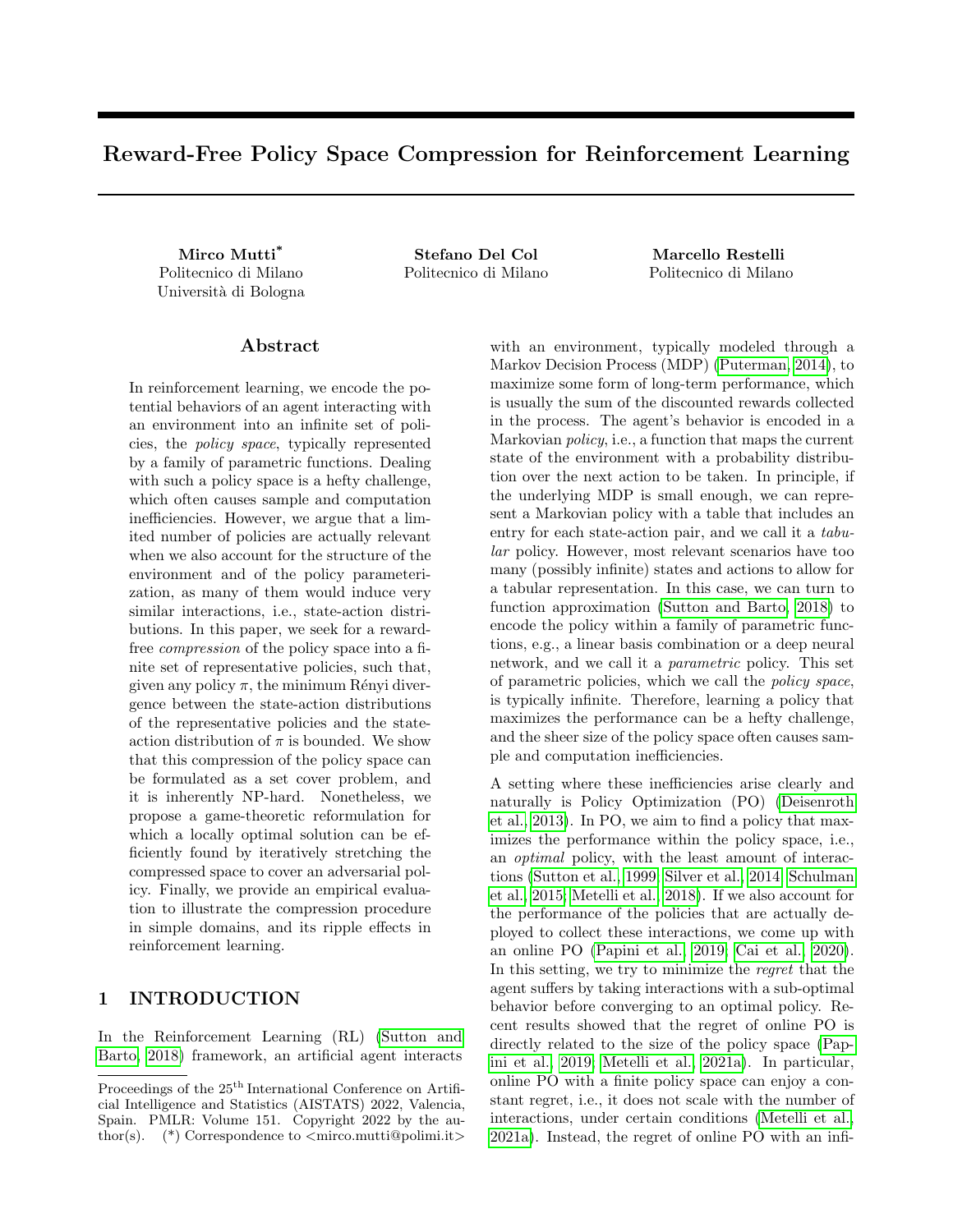# Reward-Free Policy Space Compression for Reinforcement Learning

**Mirco Mutti*** 
Politecnico di Milano 
Università di Bologna

**Stefano Del Col** 
Politecnico di Milano

**Marcello Restelli** 
Politecnico di Milano

## Abstract

In reinforcement learning, we encode the potential behaviors of an agent interacting with an environment into an infinite set of policies, the *policy space*, typically represented by a family of parametric functions. Dealing with such a policy space is a hefty challenge, which often causes sample and computation inefficiencies. However, we argue that a limited number of policies are actually relevant when we also account for the structure of the environment and of the policy parameterization, as many of them would induce very similar interactions, i.e., state-action distributions. In this paper, we seek for a reward-free *compression* of the policy space into a finite set of representative policies, such that, given any policy $\pi$, the minimum Rényi divergence between the state-action distributions of the representative policies and the state-action distribution of $\pi$ is bounded. We show that this compression of the policy space can be formulated as a set cover problem, and it is inherently NP-hard. Nonetheless, we propose a game-theoretic reformulation for which a locally optimal solution can be efficiently found by iteratively stretching the compressed space to cover an adversarial policy. Finally, we provide an empirical evaluation to illustrate the compression procedure in simple domains, and its ripple effects in reinforcement learning.

## 1 INTRODUCTION

In the Reinforcement Learning (RL) (Sutton and Barto, 2018) framework, an artificial agent interacts with an environment, typically modeled through a Markov Decision Process (MDP) (Puterman, 2014), to maximize some form of long-term performance, which is usually the sum of the discounted rewards collected in the process. The agent's behavior is encoded in a Markovian *policy*, i.e., a function that maps the current state of the environment with a probability distribution over the next action to be taken. In principle, if the underlying MDP is small enough, we can represent a Markovian policy with a table that includes an entry for each state-action pair, and we call it a *tabular* policy. However, most relevant scenarios have too many (possibly infinite) states and actions to allow for a tabular representation. In this case, we can turn to function approximation (Sutton and Barto, 2018) to encode the policy within a family of parametric functions, e.g., a linear basis combination or a deep neural network, and we call it a *parametric* policy. This set of parametric policies, which we call the *policy space*, is typically infinite. Therefore, learning a policy that maximizes the performance can be a hefty challenge, and the sheer size of the policy space often causes sample and computation inefficiencies.

A setting where these inefficiencies arise clearly and naturally is Policy Optimization (PO) (Deisenroth et al., 2013). In PO, we aim to find a policy that maximizes the performance within the policy space, i.e., an *optimal* policy, with the least amount of interactions (Sutton et al., 1999; Silver et al., 2014; Schulman et al., 2015; Metelli et al., 2018). If we also account for the performance of the policies that are actually deployed to collect these interactions, we come up with an online PO (Papini et al., 2019; Cai et al., 2020). In this setting, we try to minimize the *regret* that the agent suffers by taking interactions with a sub-optimal behavior before converging to an optimal policy. Recent results showed that the regret of online PO is directly related to the size of the policy space (Papini et al., 2019; Metelli et al., 2021a). In particular, online PO with a finite policy space can enjoy a constant regret, i.e., it does not scale with the number of interactions, under certain conditions (Metelli et al., 2021a). Instead, the regret of online PO with an infi-

Proceedings of the 25[th] International Conference on Artificial Intelligence and Statistics (AISTATS) 2022, Valencia, Spain. PMLR: Volume 151. Copyright 2022 by the author(s). (*) Correspondence to <mirco.mutti@polimi.it>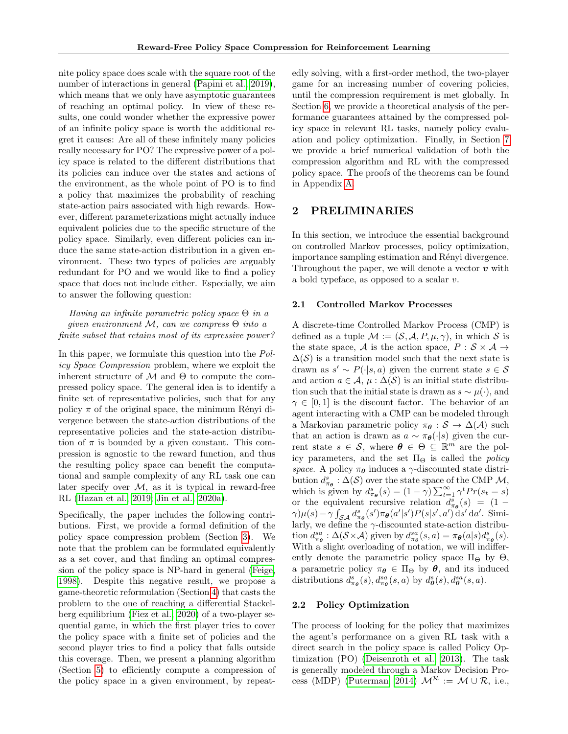nite policy space does scale with the square root of the number of interactions in general (Papini et al., 2019), which means that we only have asymptotic guarantees of reaching an optimal policy. In view of these results, one could wonder whether the expressive power of an infinite policy space is worth the additional regret it causes: Are all of these infinitely many policies really necessary for PO? The expressive power of a policy space is related to the different distributions that its policies can induce over the states and actions of the environment, as the whole point of PO is to find a policy that maximizes the probability of reaching state-action pairs associated with high rewards. However, different parameterizations might actually induce equivalent policies due to the specific structure of the policy space. Similarly, even different policies can induce the same state-action distribution in a given environment. These two types of policies are arguably redundant for PO and we would like to find a policy space that does not include either. Especially, we aim to answer the following question:

*Having an infinite parametric policy space $\Theta$ in a given environment $\mathcal{M}$, can we compress $\Theta$ into a finite subset that retains most of its expressive power?*

In this paper, we formulate this question into the *Policy Space Compression* problem, where we exploit the inherent structure of $\mathcal{M}$ and $\Theta$ to compute the compressed policy space. The general idea is to identify a finite set of representative policies, such that for any policy $\pi$ of the original space, the minimum Rényi divergence between the state-action distributions of the representative policies and the state-action distribution of $\pi$ is bounded by a given constant. This compression is agnostic to the reward function, and thus the resulting policy space can benefit the computational and sample complexity of any RL task one can later specify over $\mathcal{M}$, as it is typical in reward-free RL (Hazan et al., 2019; Jin et al., 2020a).

Specifically, the paper includes the following contributions. First, we provide a formal definition of the policy space compression problem (Section 3). We note that the problem can be formulated equivalently as a set cover, and that finding an optimal compression of the policy space is NP-hard in general (Feige, 1998). Despite this negative result, we propose a game-theoretic reformulation (Section 4) that casts the problem to the one of reaching a differential Stackelberg equilibrium (Fiez et al., 2020) of a two-player sequential game, in which the first player tries to cover the policy space with a finite set of policies and the second player tries to find a policy that falls outside this coverage. Then, we present a planning algorithm (Section 5) to efficiently compute a compression of the policy space in a given environment, by repeatedly solving, with a first-order method, the two-player game for an increasing number of covering policies, until the compression requirement is met globally. In Section 6, we provide a theoretical analysis of the performance guarantees attained by the compressed policy space in relevant RL tasks, namely policy evaluation and policy optimization. Finally, in Section 7 we provide a brief numerical validation of both the compression algorithm and RL with the compressed policy space. The proofs of the theorems can be found in Appendix A.

## 2 PRELIMINARIES

In this section, we introduce the essential background on controlled Markov processes, policy optimization, importance sampling estimation and Rényi divergence. Throughout the paper, we will denote a vector $\boldsymbol{v}$ with a bold typeface, as opposed to a scalar $v$.

### 2.1 Controlled Markov Processes

A discrete-time Controlled Markov Process (CMP) is defined as a tuple $\mathcal{M} := (\mathcal{S}, \mathcal{A}, P, \mu, \gamma)$, in which $\mathcal{S}$ is the state space, $\mathcal{A}$ is the action space, $P : \mathcal{S} \times \mathcal{A} \to \Delta(\mathcal{S})$ is a transition model such that the next state is drawn as $s' \sim P(\cdot|s, a)$ given the current state $s \in \mathcal{S}$ and action $a \in \mathcal{A}$, $\mu : \Delta(\mathcal{S})$ is an initial state distribution such that the initial state is drawn as $s \sim \mu(\cdot)$, and $\gamma \in [0, 1]$ is the discount factor. The behavior of an agent interacting with a CMP can be modeled through a Markovian parametric policy $\pi_{\boldsymbol{\theta}} : \mathcal{S} \to \Delta(\mathcal{A})$ such that an action is drawn as $a \sim \pi_{\boldsymbol{\theta}}(\cdot|s)$ given the current state $s \in \mathcal{S}$, where $\boldsymbol{\theta} \in \Theta \subseteq \mathbb{R}^m$ are the policy parameters, and the set $\Pi_\Theta$ is called the *policy space*. A policy $\pi_{\boldsymbol{\theta}}$ induces a $\gamma$-discounted state distribution $d^s_{\pi_{\boldsymbol{\theta}}} : \Delta(\mathcal{S})$ over the state space of the CMP $\mathcal{M}$, which is given by $d^s_{\pi_{\boldsymbol{\theta}}}(s) = (1-\gamma) \sum_{t=1}^{\infty} \gamma^t Pr(s_t = s)$ or the equivalent recursive relation $d^s_{\pi_{\boldsymbol{\theta}}}(s) = (1-\gamma)\mu(s) - \gamma \int_{\mathcal{S}\mathcal{A}} d^s_{\pi_{\boldsymbol{\theta}}}(s') \pi_{\boldsymbol{\theta}}(a'|s') P(s|s', a') \,\mathrm{d}s' \,\mathrm{d}a'$. Similarly, we define the $\gamma$-discounted state-action distribution $d^{sa}_{\pi_{\boldsymbol{\theta}}} : \Delta(\mathcal{S} \times \mathcal{A})$ given by $d^{sa}_{\pi_{\boldsymbol{\theta}}}(s, a) = \pi_{\boldsymbol{\theta}}(a|s) d^s_{\pi_{\boldsymbol{\theta}}}(s)$. With a slight overloading of notation, we will indifferently denote the parametric policy space $\Pi_\Theta$ by $\Theta$, a parametric policy $\pi_{\boldsymbol{\theta}} \in \Pi_\Theta$ by $\boldsymbol{\theta}$, and its induced distributions $d^s_{\pi_{\boldsymbol{\theta}}}(s), d^{sa}_{\pi_{\boldsymbol{\theta}}}(s, a)$ by $d^s_{\boldsymbol{\theta}}(s), d^{sa}_{\boldsymbol{\theta}}(s, a)$.

### 2.2 Policy Optimization

The process of looking for the policy that maximizes the agent's performance on a given RL task with a direct search in the policy space is called Policy Optimization (PO) (Deisenroth et al., 2013). The task is generally modeled through a Markov Decision Process (MDP) (Puterman, 2014) $\mathcal{M}^{\mathcal{R}} := \mathcal{M} \cup \mathcal{R}$, i.e.,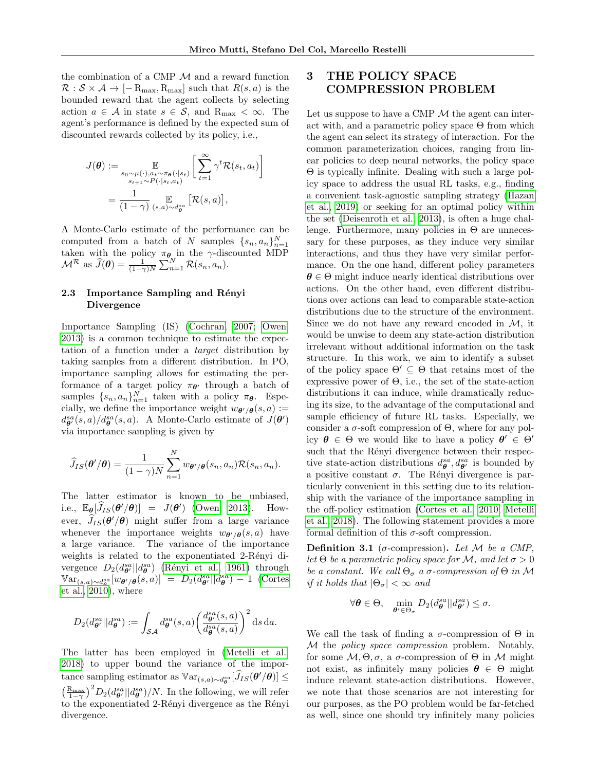the combination of a CMP $\mathcal{M}$ and a reward function $\mathcal{R} : \mathcal{S} \times \mathcal{A} \to [-\mathrm{R}_{\max}, \mathrm{R}_{\max}]$ such that $R(s,a)$ is the bounded reward that the agent collects by selecting action $a \in \mathcal{A}$ in state $s \in \mathcal{S}$, and $\mathrm{R}_{\max} < \infty$. The agent's performance is defined by the expected sum of discounted rewards collected by its policy, i.e.,

$$
\begin{aligned}
J(\boldsymbol{\theta}) &:= \mathop{\mathbb{E}}_{\substack{s_0 \sim \mu(\cdot), a_t \sim \pi_{\boldsymbol{\theta}}(\cdot|s_t) \\ s_{t+1} \sim P(\cdot|s_t, a_t)}} \left[ \sum_{t=1}^{\infty} \gamma^t \mathcal{R}(s_t, a_t) \right] \\
&= \frac{1}{(1-\gamma)} \mathop{\mathbb{E}}_{(s,a) \sim d_{\boldsymbol{\theta}}^{sa}} \big[ \mathcal{R}(s,a) \big],
\end{aligned}
$$

A Monte-Carlo estimate of the performance can be computed from a batch of $N$ samples $\{s_n, a_n\}_{n=1}^N$ taken with the policy $\pi_{\boldsymbol{\theta}}$ in the $\gamma$-discounted MDP $\mathcal{M}^{\mathcal{R}}$ as $\widehat{J}(\boldsymbol{\theta}) = \frac{1}{(1-\gamma)N} \sum_{n=1}^N \mathcal{R}(s_n, a_n)$.

### 2.3 Importance Sampling and Rényi Divergence

Importance Sampling (IS) (Cochran, 2007; Owen, 2013) is a common technique to estimate the expectation of a function under a *target* distribution by taking samples from a different distribution. In PO, importance sampling allows for estimating the performance of a target policy $\pi_{\boldsymbol{\theta}'}$ through a batch of samples $\{s_n, a_n\}_{n=1}^N$ taken with a policy $\pi_{\boldsymbol{\theta}}$. Especially, we define the importance weight $w_{\boldsymbol{\theta}'/\boldsymbol{\theta}}(s,a) := d_{\boldsymbol{\theta}'}^{sa}(s,a) / d_{\boldsymbol{\theta}}^{sa}(s,a)$. A Monte-Carlo estimate of $J(\boldsymbol{\theta}')$ via importance sampling is given by

$$
\widehat{J}_{IS}(\boldsymbol{\theta}'/\boldsymbol{\theta}) = \frac{1}{(1-\gamma)N} \sum_{n=1}^{N} w_{\boldsymbol{\theta}'/\boldsymbol{\theta}}(s_n, a_n) \mathcal{R}(s_n, a_n).
$$

The latter estimator is known to be unbiased, i.e., $\mathbb{E}_{\boldsymbol{\theta}}[\widehat{J}_{IS}(\boldsymbol{\theta}'/\boldsymbol{\theta})] = J(\boldsymbol{\theta}')$ (Owen, 2013). However, $\widehat{J}_{IS}(\boldsymbol{\theta}'/\boldsymbol{\theta})$ might suffer from a large variance whenever the importance weights $w_{\boldsymbol{\theta}'/\boldsymbol{\theta}}(s,a)$ have a large variance. The variance of the importance weights is related to the exponentiated 2-Rényi divergence $D_2(d_{\boldsymbol{\theta}'}^{sa} || d_{\boldsymbol{\theta}}^{sa})$ (Rényi et al., 1961) through $\mathbb{V}\mathrm{ar}_{(s,a) \sim d_{\boldsymbol{\theta}}^{sa}}[w_{\boldsymbol{\theta}'/\boldsymbol{\theta}}(s,a)] = D_2(d_{\boldsymbol{\theta}'}^{sa} || d_{\boldsymbol{\theta}}^{sa}) - 1$ (Cortes et al., 2010), where

$$
D_2(d_{\boldsymbol{\theta}'}^{sa} || d_{\boldsymbol{\theta}}^{sa}) := \int_{\mathcal{SA}} d_{\boldsymbol{\theta}}^{sa}(s,a) \left( \frac{d_{\boldsymbol{\theta}'}^{sa}(s,a)}{d_{\boldsymbol{\theta}}^{sa}(s,a)} \right)^2 \mathrm{d}s \, \mathrm{d}a.
$$

The latter has been employed in (Metelli et al., 2018) to upper bound the variance of the importance sampling estimator as $\mathbb{V}\mathrm{ar}_{(s,a) \sim d_{\boldsymbol{\theta}}^{sa}}[\widehat{J}_{IS}(\boldsymbol{\theta}'/\boldsymbol{\theta})] \leq \left(\frac{\mathrm{R}_{\max}}{1-\gamma}\right)^2 D_2(d_{\boldsymbol{\theta}'}^{sa} || d_{\boldsymbol{\theta}}^{sa}) / N$. In the following, we will refer to the exponentiated 2-Rényi divergence as the Rényi divergence.

## 3 THE POLICY SPACE COMPRESSION PROBLEM

Let us suppose to have a CMP $\mathcal{M}$ the agent can interact with, and a parametric policy space $\Theta$ from which the agent can select its strategy of interaction. For the common parameterization choices, ranging from linear policies to deep neural networks, the policy space $\Theta$ is typically infinite. Dealing with such a large policy space to address the usual RL tasks, e.g., finding a convenient task-agnostic sampling strategy (Hazan et al., 2019) or seeking for an optimal policy within the set (Deisenroth et al., 2013), is often a huge challenge. Furthermore, many policies in $\Theta$ are unnecessary for these purposes, as they induce very similar interactions, and thus they have very similar performance. On the one hand, different policy parameters $\boldsymbol{\theta} \in \Theta$ might induce nearly identical distributions over actions. On the other hand, even different distributions over actions can lead to comparable state-action distributions due to the structure of the environment. Since we do not have any reward encoded in $\mathcal{M}$, it would be unwise to deem any state-action distribution irrelevant without additional information on the task structure. In this work, we aim to identify a subset of the policy space $\Theta' \subseteq \Theta$ that retains most of the expressive power of $\Theta$, i.e., the set of the state-action distributions it can induce, while dramatically reducing its size, to the advantage of the computational and sample efficiency of future RL tasks. Especially, we consider a $\sigma$-soft compression of $\Theta$, where for any policy $\boldsymbol{\theta} \in \Theta$ we would like to have a policy $\boldsymbol{\theta}' \in \Theta'$ such that the Rényi divergence between their respective state-action distributions $d_{\boldsymbol{\theta}}^{sa}, d_{\boldsymbol{\theta}'}^{sa}$ is bounded by a positive constant $\sigma$. The Rényi divergence is particularly convenient in this setting due to its relationship with the variance of the importance sampling in the off-policy estimation (Cortes et al., 2010; Metelli et al., 2018). The following statement provides a more formal definition of this $\sigma$-soft compression.

**Definition 3.1** ($\sigma$-compression)**.** *Let $\mathcal{M}$ be a CMP, let $\Theta$ be a parametric policy space for $\mathcal{M}$, and let $\sigma > 0$ be a constant. We call $\Theta_\sigma$ a $\sigma$-compression of $\Theta$ in $\mathcal{M}$ if it holds that $|\Theta_\sigma| < \infty$ and*

$$
\forall \boldsymbol{\theta} \in \Theta, \quad \min_{\boldsymbol{\theta}' \in \Theta_\sigma} D_2(d_{\boldsymbol{\theta}}^{sa} || d_{\boldsymbol{\theta}'}^{sa}) \leq \sigma.
$$

We call the task of finding a $\sigma$-compression of $\Theta$ in $\mathcal{M}$ the *policy space compression* problem. Notably, for some $\mathcal{M}, \Theta, \sigma$, a $\sigma$-compression of $\Theta$ in $\mathcal{M}$ might not exist, as infinitely many policies $\boldsymbol{\theta} \in \Theta$ might induce relevant state-action distributions. However, we note that those scenarios are not interesting for our purposes, as the PO problem would be far-fetched as well, since one should try infinitely many policies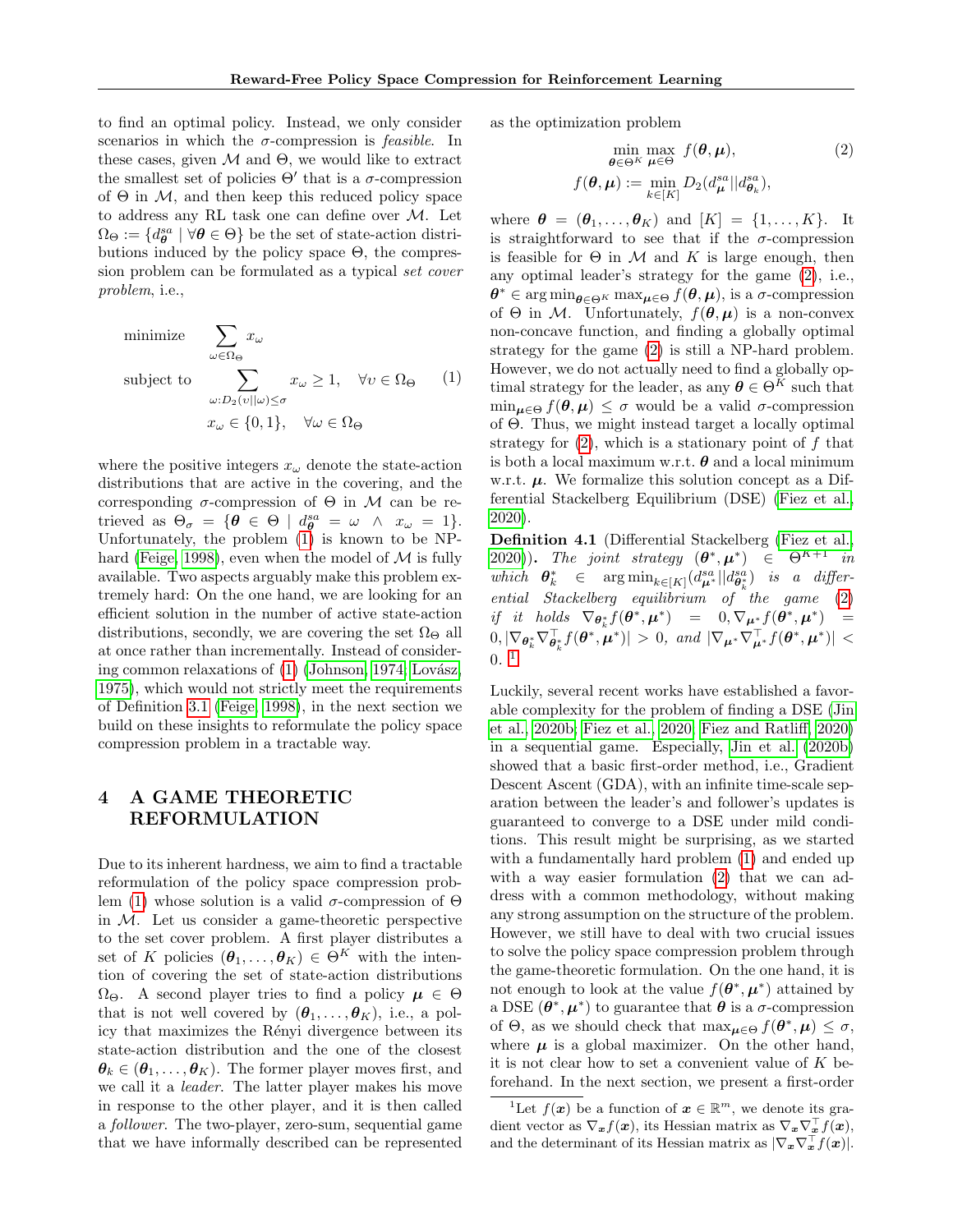to find an optimal policy. Instead, we only consider scenarios in which the $\sigma$-compression is *feasible*. In these cases, given $\mathcal{M}$ and $\Theta$, we would like to extract the smallest set of policies $\Theta'$ that is a $\sigma$-compression of $\Theta$ in $\mathcal{M}$, and then keep this reduced policy space to address any RL task one can define over $\mathcal{M}$. Let $\Omega_\Theta := \{d^{sa}_{\boldsymbol{\theta}} \mid \forall \boldsymbol{\theta} \in \Theta\}$ be the set of state-action distributions induced by the policy space $\Theta$, the compression problem can be formulated as a typical *set cover problem*, i.e.,

$$
\begin{aligned}
\text{minimize} \quad & \sum_{\omega \in \Omega_\Theta} x_\omega \\
\text{subject to} \quad & \sum_{\omega : D_2(\upsilon || \omega) \leq \sigma} x_\omega \geq 1, \quad \forall \upsilon \in \Omega_\Theta \\
& x_\omega \in \{0, 1\}, \quad \forall \omega \in \Omega_\Theta
\end{aligned}
\tag{1}
$$

where the positive integers $x_\omega$ denote the state-action distributions that are active in the covering, and the corresponding $\sigma$-compression of $\Theta$ in $\mathcal{M}$ can be retrieved as $\Theta_\sigma = \{\boldsymbol{\theta} \in \Theta \mid d^{sa}_{\boldsymbol{\theta}} = \omega \ \wedge \ x_\omega = 1\}$. Unfortunately, the problem (1) is known to be NP-hard (Feige, 1998), even when the model of $\mathcal{M}$ is fully available. Two aspects arguably make this problem extremely hard: On the one hand, we are looking for an efficient solution in the number of active state-action distributions, secondly, we are covering the set $\Omega_\Theta$ all at once rather than incrementally. Instead of considering common relaxations of (1) (Johnson, 1974; Lovász, 1975), which would not strictly meet the requirements of Definition 3.1 (Feige, 1998), in the next section we build on these insights to reformulate the policy space compression problem in a tractable way.

## 4 A GAME THEORETIC REFORMULATION

Due to its inherent hardness, we aim to find a tractable reformulation of the policy space compression problem (1) whose solution is a valid $\sigma$-compression of $\Theta$ in $\mathcal{M}$. Let us consider a game-theoretic perspective to the set cover problem. A first player distributes a set of $K$ policies $(\boldsymbol{\theta}_1, \ldots, \boldsymbol{\theta}_K) \in \Theta^K$ with the intention of covering the set of state-action distributions $\Omega_\Theta$. A second player tries to find a policy $\boldsymbol{\mu} \in \Theta$ that is not well covered by $(\boldsymbol{\theta}_1, \ldots, \boldsymbol{\theta}_K)$, i.e., a policy that maximizes the Rényi divergence between its state-action distribution and the one of the closest $\boldsymbol{\theta}_k \in (\boldsymbol{\theta}_1, \ldots, \boldsymbol{\theta}_K)$. The former player moves first, and we call it a *leader*. The latter player makes his move in response to the other player, and it is then called a *follower*. The two-player, zero-sum, sequential game that we have informally described can be represented as the optimization problem

$$
\begin{aligned}
&\min_{\boldsymbol{\theta} \in \Theta^K} \max_{\boldsymbol{\mu} \in \Theta} \ f(\boldsymbol{\theta}, \boldsymbol{\mu}), \\
&f(\boldsymbol{\theta}, \boldsymbol{\mu}) := \min_{k \in [K]} D_2(d^{sa}_{\boldsymbol{\mu}} || d^{sa}_{\boldsymbol{\theta}_k}),
\end{aligned}
\tag{2}
$$

where $\boldsymbol{\theta} = (\boldsymbol{\theta}_1, \ldots, \boldsymbol{\theta}_K)$ and $[K] = \{1, \ldots, K\}$. It is straightforward to see that if the $\sigma$-compression is feasible for $\Theta$ in $\mathcal{M}$ and $K$ is large enough, then any optimal leader's strategy for the game (2), i.e., $\boldsymbol{\theta}^* \in \arg\min_{\boldsymbol{\theta} \in \Theta^K} \max_{\boldsymbol{\mu} \in \Theta} f(\boldsymbol{\theta}, \boldsymbol{\mu})$, is a $\sigma$-compression of $\Theta$ in $\mathcal{M}$. Unfortunately, $f(\boldsymbol{\theta}, \boldsymbol{\mu})$ is a non-convex non-concave function, and finding a globally optimal strategy for the game (2) is still a NP-hard problem. However, we do not actually need to find a globally optimal strategy for the leader, as any $\boldsymbol{\theta} \in \Theta^K$ such that $\min_{\boldsymbol{\mu} \in \Theta} f(\boldsymbol{\theta}, \boldsymbol{\mu}) \leq \sigma$ would be a valid $\sigma$-compression of $\Theta$. Thus, we might instead target a locally optimal strategy for (2), which is a stationary point of $f$ that is both a local maximum w.r.t. $\boldsymbol{\theta}$ and a local minimum w.r.t. $\boldsymbol{\mu}$. We formalize this solution concept as a Differential Stackelberg Equilibrium (DSE) (Fiez et al., 2020).

**Definition 4.1** (Differential Stackelberg (Fiez et al., 2020)). *The joint strategy $(\boldsymbol{\theta}^*, \boldsymbol{\mu}^*) \in \Theta^{K+1}$ in which $\boldsymbol{\theta}^*_k \in \arg\min_{k \in [K]} (d^{sa}_{\boldsymbol{\mu}^*} || d^{sa}_{\boldsymbol{\theta}^*_k})$ is a differential Stackelberg equilibrium of the game (2) if it holds $\nabla_{\boldsymbol{\theta}^*_k} f(\boldsymbol{\theta}^*, \boldsymbol{\mu}^*) = 0, \nabla_{\boldsymbol{\mu}^*} f(\boldsymbol{\theta}^*, \boldsymbol{\mu}^*) = 0, |\nabla_{\boldsymbol{\theta}^*_k} \nabla^\top_{\boldsymbol{\theta}^*_k} f(\boldsymbol{\theta}^*, \boldsymbol{\mu}^*)| > 0$, and $|\nabla_{\boldsymbol{\mu}^*} \nabla^\top_{\boldsymbol{\mu}^*} f(\boldsymbol{\theta}^*, \boldsymbol{\mu}^*)| < 0$.* [1]

Luckily, several recent works have established a favorable complexity for the problem of finding a DSE (Jin et al., 2020b; Fiez et al., 2020; Fiez and Ratliff, 2020) in a sequential game. Especially, Jin et al. (2020b) showed that a basic first-order method, i.e., Gradient Descent Ascent (GDA), with an infinite time-scale separation between the leader's and follower's updates is guaranteed to converge to a DSE under mild conditions. This result might be surprising, as we started with a fundamentally hard problem (1) and ended up with a way easier formulation (2) that we can address with a common methodology, without making any strong assumption on the structure of the problem. However, we still have to deal with two crucial issues to solve the policy space compression problem through the game-theoretic formulation. On the one hand, it is not enough to look at the value $f(\boldsymbol{\theta}^*, \boldsymbol{\mu}^*)$ attained by a DSE $(\boldsymbol{\theta}^*, \boldsymbol{\mu}^*)$ to guarantee that $\boldsymbol{\theta}$ is a $\sigma$-compression of $\Theta$, as we should check that $\max_{\boldsymbol{\mu} \in \Theta} f(\boldsymbol{\theta}^*, \boldsymbol{\mu}) \leq \sigma$, where $\boldsymbol{\mu}$ is a global maximizer. On the other hand, it is not clear how to set a convenient value of $K$ beforehand. In the next section, we present a first-order

[1] Let $f(\boldsymbol{x})$ be a function of $\boldsymbol{x} \in \mathbb{R}^m$, we denote its gradient vector as $\nabla_{\boldsymbol{x}} f(\boldsymbol{x})$, its Hessian matrix as $\nabla_{\boldsymbol{x}} \nabla^\top_{\boldsymbol{x}} f(\boldsymbol{x})$, and the determinant of its Hessian matrix as $|\nabla_{\boldsymbol{x}} \nabla^\top_{\boldsymbol{x}} f(\boldsymbol{x})|$.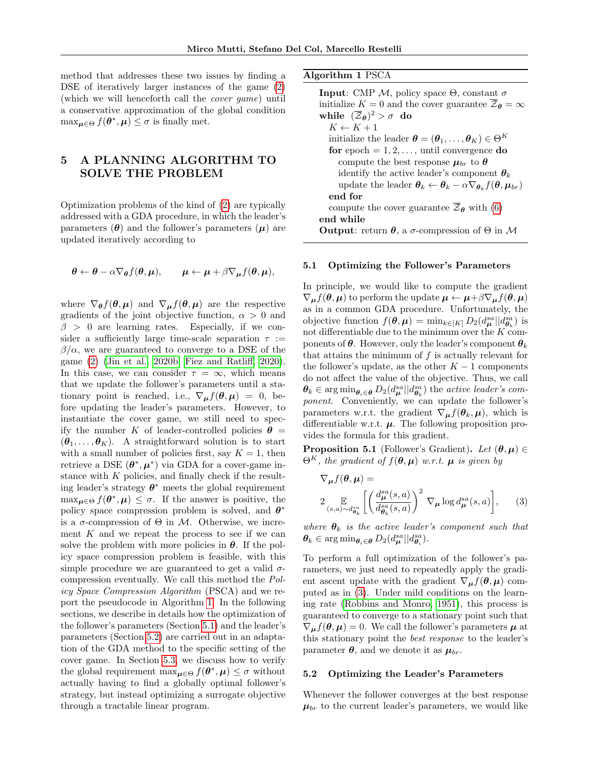method that addresses these two issues by finding a DSE of iteratively larger instances of the game (2) (which we will henceforth call the *cover game*) until a conservative approximation of the global condition $\max_{\boldsymbol{\mu} \in \Theta} f(\boldsymbol{\theta}^*, \boldsymbol{\mu}) \leq \sigma$ is finally met.

## 5 A PLANNING ALGORITHM TO SOLVE THE PROBLEM

Optimization problems of the kind of (2) are typically addressed with a GDA procedure, in which the leader's parameters ($\boldsymbol{\theta}$) and the follower's parameters ($\boldsymbol{\mu}$) are updated iteratively according to

$$\boldsymbol{\theta} \leftarrow \boldsymbol{\theta} - \alpha \nabla_{\boldsymbol{\theta}} f(\boldsymbol{\theta}, \boldsymbol{\mu}), \qquad \boldsymbol{\mu} \leftarrow \boldsymbol{\mu} + \beta \nabla_{\boldsymbol{\mu}} f(\boldsymbol{\theta}, \boldsymbol{\mu}),$$

where $\nabla_{\boldsymbol{\theta}} f(\boldsymbol{\theta}, \boldsymbol{\mu})$ and $\nabla_{\boldsymbol{\mu}} f(\boldsymbol{\theta}, \boldsymbol{\mu})$ are the respective gradients of the joint objective function, $\alpha > 0$ and $\beta > 0$ are learning rates. Especially, if we consider a sufficiently large time-scale separation $\tau := \beta / \alpha$, we are guaranteed to converge to a DSE of the game (2) (Jin et al., 2020b; Fiez and Ratliff, 2020). In this case, we can consider $\tau = \infty$, which means that we update the follower's parameters until a stationary point is reached, i.e., $\nabla_{\boldsymbol{\mu}} f(\boldsymbol{\theta}, \boldsymbol{\mu}) = 0$, before updating the leader's parameters. However, to instantiate the cover game, we still need to specify the number $K$ of leader-controlled policies $\boldsymbol{\theta} = (\boldsymbol{\theta}_1, \ldots, \boldsymbol{\theta}_K)$. A straightforward solution is to start with a small number of policies first, say $K = 1$, then retrieve a DSE $(\boldsymbol{\theta}^*, \boldsymbol{\mu}^*)$ via GDA for a cover-game instance with $K$ policies, and finally check if the resulting leader's strategy $\boldsymbol{\theta}^*$ meets the global requirement $\max_{\boldsymbol{\mu} \in \Theta} f(\boldsymbol{\theta}^*, \boldsymbol{\mu}) \leq \sigma$. If the answer is positive, the policy space compression problem is solved, and $\boldsymbol{\theta}^*$ is a $\sigma$-compression of $\Theta$ in $\mathcal{M}$. Otherwise, we increment $K$ and we repeat the process to see if we can solve the problem with more policies in $\boldsymbol{\theta}$. If the policy space compression problem is feasible, with this simple procedure we are guaranteed to get a valid $\sigma$-compression eventually. We call this method the *Policy Space Compression Algorithm* (PSCA) and we report the pseudocode in Algorithm 1. In the following sections, we describe in details how the optimization of the follower's parameters (Section 5.1) and the leader's parameters (Section 5.2) are carried out in an adaptation of the GDA method to the specific setting of the cover game. In Section 5.3, we discuss how to verify the global requirement $\max_{\boldsymbol{\mu} \in \Theta} f(\boldsymbol{\theta}^*, \boldsymbol{\mu}) \leq \sigma$ without actually having to find a globally optimal follower's strategy, but instead optimizing a surrogate objective through a tractable linear program.

**Algorithm 1** PSCA

```
Input: CMP M, policy space Θ, constant σ
initialize K = 0 and the cover guarantee Z̄_θ = ∞
while (Z̄_θ)^2 > σ do
    K ← K + 1
    initialize the leader θ = (θ_1, ..., θ_K) ∈ Θ^K
    for epoch = 1, 2, ..., until convergence do
        compute the best response μ_br to θ
        identify the active leader's component θ_k
        update the leader θ_k ← θ_k − α ∇_{θ_k} f(θ, μ_br)
    end for
    compute the cover guarantee Z̄_θ with (6)
end while
Output: return θ, a σ-compression of Θ in M
```

### 5.1 Optimizing the Follower's Parameters

In principle, we would like to compute the gradient $\nabla_{\boldsymbol{\mu}} f(\boldsymbol{\theta}, \boldsymbol{\mu})$ to perform the update $\boldsymbol{\mu} \leftarrow \boldsymbol{\mu} + \beta \nabla_{\boldsymbol{\mu}} f(\boldsymbol{\theta}, \boldsymbol{\mu})$ as in a common GDA procedure. Unfortunately, the objective function $f(\boldsymbol{\theta}, \boldsymbol{\mu}) = \min_{k \in [K]} D_2(d^{sa}_{\boldsymbol{\mu}} || d^{sa}_{\boldsymbol{\theta}_k})$ is not differentiable due to the minimum over the $K$ components of $\boldsymbol{\theta}$. However, only the leader's component $\boldsymbol{\theta}_k$ that attains the minimum of $f$ is actually relevant for the follower's update, as the other $K-1$ components do not affect the value of the objective. Thus, we call $\boldsymbol{\theta}_k \in \arg\min_{\boldsymbol{\theta}_i \in \boldsymbol{\theta}} D_2(d^{sa}_{\boldsymbol{\mu}} || d^{sa}_{\boldsymbol{\theta}_k})$ the *active leader's component*. Conveniently, we can update the follower's parameters w.r.t. the gradient $\nabla_{\boldsymbol{\mu}} f(\boldsymbol{\theta}_k, \boldsymbol{\mu})$, which is differentiable w.r.t. $\boldsymbol{\mu}$. The following proposition provides the formula for this gradient.

**Proposition 5.1** (Follower's Gradient)**.** *Let $(\boldsymbol{\theta}, \boldsymbol{\mu}) \in \Theta^K$, the gradient of $f(\boldsymbol{\theta}, \boldsymbol{\mu})$ w.r.t. $\boldsymbol{\mu}$ is given by*

$$\nabla_{\boldsymbol{\mu}} f(\boldsymbol{\theta}, \boldsymbol{\mu}) = 2 \mathop{\mathbb{E}}_{(s,a) \sim d^{sa}_{\boldsymbol{\theta}_k}} \left[ \left( \frac{d^{sa}_{\boldsymbol{\mu}}(s,a)}{d^{sa}_{\boldsymbol{\theta}_k}(s,a)} \right)^2 \nabla_{\boldsymbol{\mu}} \log d^{sa}_{\boldsymbol{\mu}}(s,a) \right], \qquad (3)$$

*where $\boldsymbol{\theta}_k$ is the active leader's component such that $\boldsymbol{\theta}_k \in \arg\min_{\boldsymbol{\theta}_i \in \boldsymbol{\theta}} D_2(d^{sa}_{\boldsymbol{\mu}} || d^{sa}_{\boldsymbol{\theta}_i})$.*

To perform a full optimization of the follower's parameters, we just need to repeatedly apply the gradient ascent update with the gradient $\nabla_{\boldsymbol{\mu}} f(\boldsymbol{\theta}, \boldsymbol{\mu})$ computed as in (3). Under mild conditions on the learning rate (Robbins and Monro, 1951), this process is guaranteed to converge to a stationary point such that $\nabla_{\boldsymbol{\mu}} f(\boldsymbol{\theta}, \boldsymbol{\mu}) = 0$. We call the follower's parameters $\boldsymbol{\mu}$ at this stationary point the *best response* to the leader's parameter $\boldsymbol{\theta}$, and we denote it as $\boldsymbol{\mu}_{br}$.

### 5.2 Optimizing the Leader's Parameters

Whenever the follower converges at the best response $\boldsymbol{\mu}_{br}$ to the current leader's parameters, we would like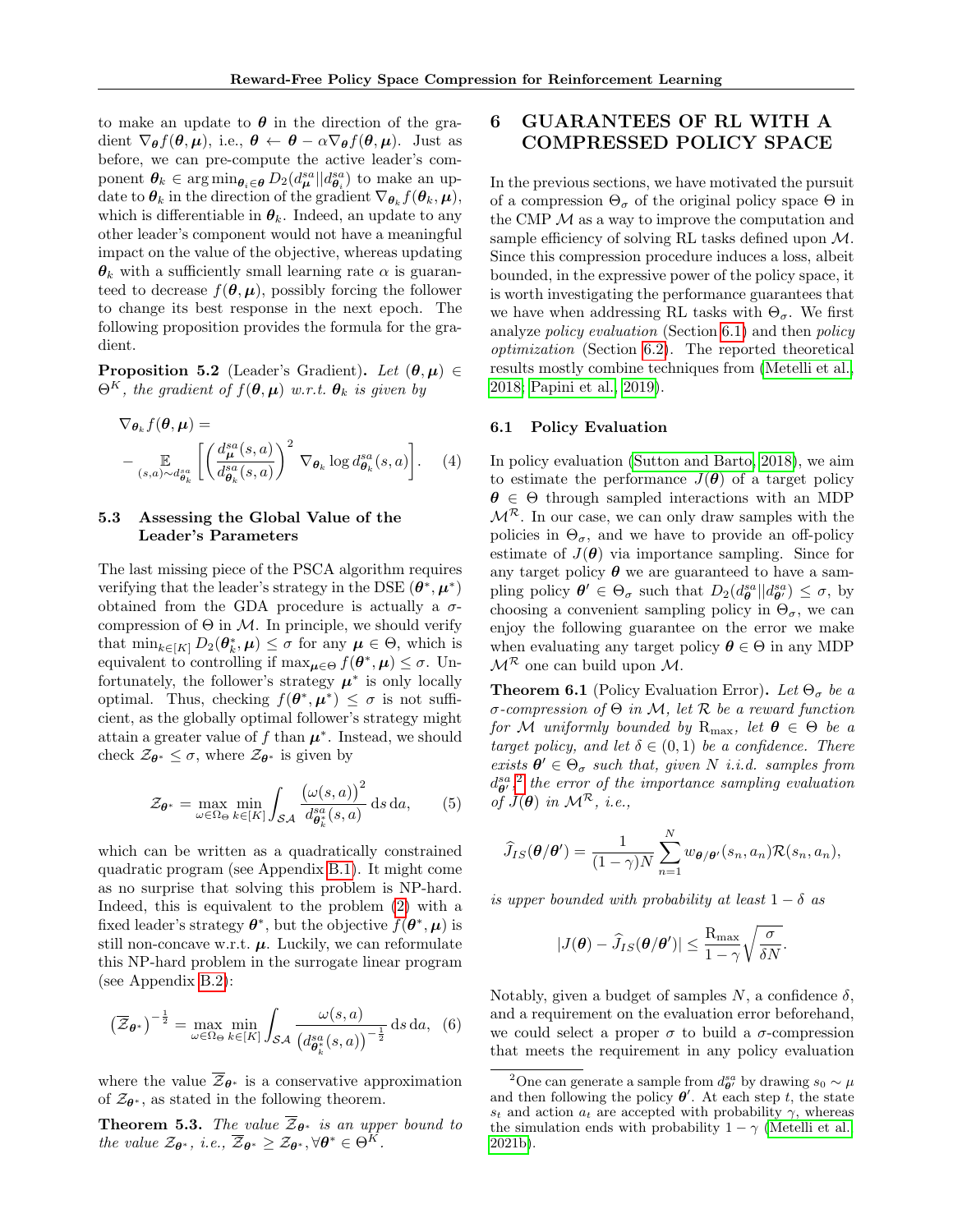to make an update to $\boldsymbol{\theta}$ in the direction of the gradient $\nabla_{\boldsymbol{\theta}} f(\boldsymbol{\theta}, \boldsymbol{\mu})$, i.e., $\boldsymbol{\theta} \leftarrow \boldsymbol{\theta} - \alpha \nabla_{\boldsymbol{\theta}} f(\boldsymbol{\theta}, \boldsymbol{\mu})$. Just as before, we can pre-compute the active leader's component $\boldsymbol{\theta}_k \in \arg\min_{\boldsymbol{\theta}_i \in \boldsymbol{\theta}} D_2(d^{sa}_{\boldsymbol{\mu}} \| d^{sa}_{\boldsymbol{\theta}_i})$ to make an update to $\boldsymbol{\theta}_k$ in the direction of the gradient $\nabla_{\boldsymbol{\theta}_k} f(\boldsymbol{\theta}_k, \boldsymbol{\mu})$, which is differentiable in $\boldsymbol{\theta}_k$. Indeed, an update to any other leader's component would not have a meaningful impact on the value of the objective, whereas updating $\boldsymbol{\theta}_k$ with a sufficiently small learning rate $\alpha$ is guaranteed to decrease $f(\boldsymbol{\theta}, \boldsymbol{\mu})$, possibly forcing the follower to change its best response in the next epoch. The following proposition provides the formula for the gradient.

**Proposition 5.2** (Leader's Gradient). *Let $(\boldsymbol{\theta}, \boldsymbol{\mu}) \in \Theta^K$, the gradient of $f(\boldsymbol{\theta}, \boldsymbol{\mu})$ w.r.t. $\boldsymbol{\theta}_k$ is given by*

$$\nabla_{\boldsymbol{\theta}_k} f(\boldsymbol{\theta}, \boldsymbol{\mu}) = - \mathop{\mathbb{E}}_{(s,a) \sim d^{sa}_{\boldsymbol{\theta}_k}} \left[ \left( \frac{d^{sa}_{\boldsymbol{\mu}}(s,a)}{d^{sa}_{\boldsymbol{\theta}_k}(s,a)} \right)^2 \nabla_{\boldsymbol{\theta}_k} \log d^{sa}_{\boldsymbol{\theta}_k}(s,a) \right]. \quad (4)$$

### 5.3 Assessing the Global Value of the Leader's Parameters

The last missing piece of the PSCA algorithm requires verifying that the leader's strategy in the DSE $(\boldsymbol{\theta}^*, \boldsymbol{\mu}^*)$ obtained from the GDA procedure is actually a $\sigma$-compression of $\Theta$ in $\mathcal{M}$. In principle, we should verify that $\min_{k \in [K]} D_2(\boldsymbol{\theta}^*_k, \boldsymbol{\mu}) \leq \sigma$ for any $\boldsymbol{\mu} \in \Theta$, which is equivalent to controlling if $\max_{\boldsymbol{\mu} \in \Theta} f(\boldsymbol{\theta}^*, \boldsymbol{\mu}) \leq \sigma$. Unfortunately, the follower's strategy $\boldsymbol{\mu}^*$ is only locally optimal. Thus, checking $f(\boldsymbol{\theta}^*, \boldsymbol{\mu}^*) \leq \sigma$ is not sufficient, as the globally optimal follower's strategy might attain a greater value of $f$ than $\boldsymbol{\mu}^*$. Instead, we should check $\mathcal{Z}_{\boldsymbol{\theta}^*} \leq \sigma$, where $\mathcal{Z}_{\boldsymbol{\theta}^*}$ is given by

$$\mathcal{Z}_{\boldsymbol{\theta}^*} = \max_{\omega \in \Omega_\Theta} \min_{k \in [K]} \int_{\mathcal{SA}} \frac{\big(\omega(s,a)\big)^2}{d^{sa}_{\boldsymbol{\theta}^*_k}(s,a)} \,\mathrm{d}s\,\mathrm{d}a, \quad (5)$$

which can be written as a quadratically constrained quadratic program (see Appendix B.1). It might come as no surprise that solving this problem is NP-hard. Indeed, this is equivalent to the problem (2) with a fixed leader's strategy $\boldsymbol{\theta}^*$, but the objective $f(\boldsymbol{\theta}^*, \boldsymbol{\mu})$ is still non-concave w.r.t. $\boldsymbol{\mu}$. Luckily, we can reformulate this NP-hard problem in the surrogate linear program (see Appendix B.2):

$$\big(\overline{\mathcal{Z}}_{\boldsymbol{\theta}^*}\big)^{-\frac{1}{2}} = \max_{\omega \in \Omega_\Theta} \min_{k \in [K]} \int_{\mathcal{SA}} \frac{\omega(s,a)}{\big(d^{sa}_{\boldsymbol{\theta}^*_k}(s,a)\big)^{-\frac{1}{2}}} \,\mathrm{d}s\,\mathrm{d}a, \quad (6)$$

where the value $\overline{\mathcal{Z}}_{\boldsymbol{\theta}^*}$ is a conservative approximation of $\mathcal{Z}_{\boldsymbol{\theta}^*}$, as stated in the following theorem.

**Theorem 5.3.** *The value $\overline{\mathcal{Z}}_{\boldsymbol{\theta}^*}$ is an upper bound to the value $\mathcal{Z}_{\boldsymbol{\theta}^*}$, i.e., $\overline{\mathcal{Z}}_{\boldsymbol{\theta}^*} \geq \mathcal{Z}_{\boldsymbol{\theta}^*}, \forall \boldsymbol{\theta}^* \in \Theta^K$.*

## 6 GUARANTEES OF RL WITH A COMPRESSED POLICY SPACE

In the previous sections, we have motivated the pursuit of a compression $\Theta_\sigma$ of the original policy space $\Theta$ in the CMP $\mathcal{M}$ as a way to improve the computation and sample efficiency of solving RL tasks defined upon $\mathcal{M}$. Since this compression procedure induces a loss, albeit bounded, in the expressive power of the policy space, it is worth investigating the performance guarantees that we have when addressing RL tasks with $\Theta_\sigma$. We first analyze *policy evaluation* (Section 6.1) and then *policy optimization* (Section 6.2). The reported theoretical results mostly combine techniques from (Metelli et al., 2018; Papini et al., 2019).

### 6.1 Policy Evaluation

In policy evaluation (Sutton and Barto, 2018), we aim to estimate the performance $J(\boldsymbol{\theta})$ of a target policy $\boldsymbol{\theta} \in \Theta$ through sampled interactions with an MDP $\mathcal{M}^{\mathcal{R}}$. In our case, we can only draw samples with the policies in $\Theta_\sigma$, and we have to provide an off-policy estimate of $J(\boldsymbol{\theta})$ via importance sampling. Since for any target policy $\boldsymbol{\theta}$ we are guaranteed to have a sampling policy $\boldsymbol{\theta}' \in \Theta_\sigma$ such that $D_2(d^{sa}_{\boldsymbol{\theta}} \| d^{sa}_{\boldsymbol{\theta}'}) \leq \sigma$, by choosing a convenient sampling policy in $\Theta_\sigma$, we can enjoy the following guarantee on the error we make when evaluating any target policy $\boldsymbol{\theta} \in \Theta$ in any MDP $\mathcal{M}^{\mathcal{R}}$ one can build upon $\mathcal{M}$.

**Theorem 6.1** (Policy Evaluation Error). *Let $\Theta_\sigma$ be a $\sigma$-compression of $\Theta$ in $\mathcal{M}$, let $\mathcal{R}$ be a reward function for $\mathcal{M}$ uniformly bounded by $\mathrm{R}_{\max}$, let $\boldsymbol{\theta} \in \Theta$ be a target policy, and let $\delta \in (0,1)$ be a confidence. There exists $\boldsymbol{\theta}' \in \Theta_\sigma$ such that, given $N$ i.i.d. samples from $d^{sa}_{\boldsymbol{\theta}'}$,*[2] *the error of the importance sampling evaluation of $J(\boldsymbol{\theta})$ in $\mathcal{M}^{\mathcal{R}}$, i.e.,*

$$\widehat{J}_{IS}(\boldsymbol{\theta}/\boldsymbol{\theta}') = \frac{1}{(1-\gamma)N} \sum_{n=1}^{N} w_{\boldsymbol{\theta}/\boldsymbol{\theta}'}(s_n, a_n) \mathcal{R}(s_n, a_n),$$

*is upper bounded with probability at least $1 - \delta$ as*

$$|J(\boldsymbol{\theta}) - \widehat{J}_{IS}(\boldsymbol{\theta}/\boldsymbol{\theta}')| \leq \frac{\mathrm{R}_{\max}}{1-\gamma} \sqrt{\frac{\sigma}{\delta N}}.$$

Notably, given a budget of samples $N$, a confidence $\delta$, and a requirement on the evaluation error beforehand, we could select a proper $\sigma$ to build a $\sigma$-compression that meets the requirement in any policy evaluation

[2] One can generate a sample from $d^{sa}_{\boldsymbol{\theta}'}$ by drawing $s_0 \sim \mu$ and then following the policy $\boldsymbol{\theta}'$. At each step $t$, the state $s_t$ and action $a_t$ are accepted with probability $\gamma$, whereas the simulation ends with probability $1 - \gamma$ (Metelli et al., 2021b).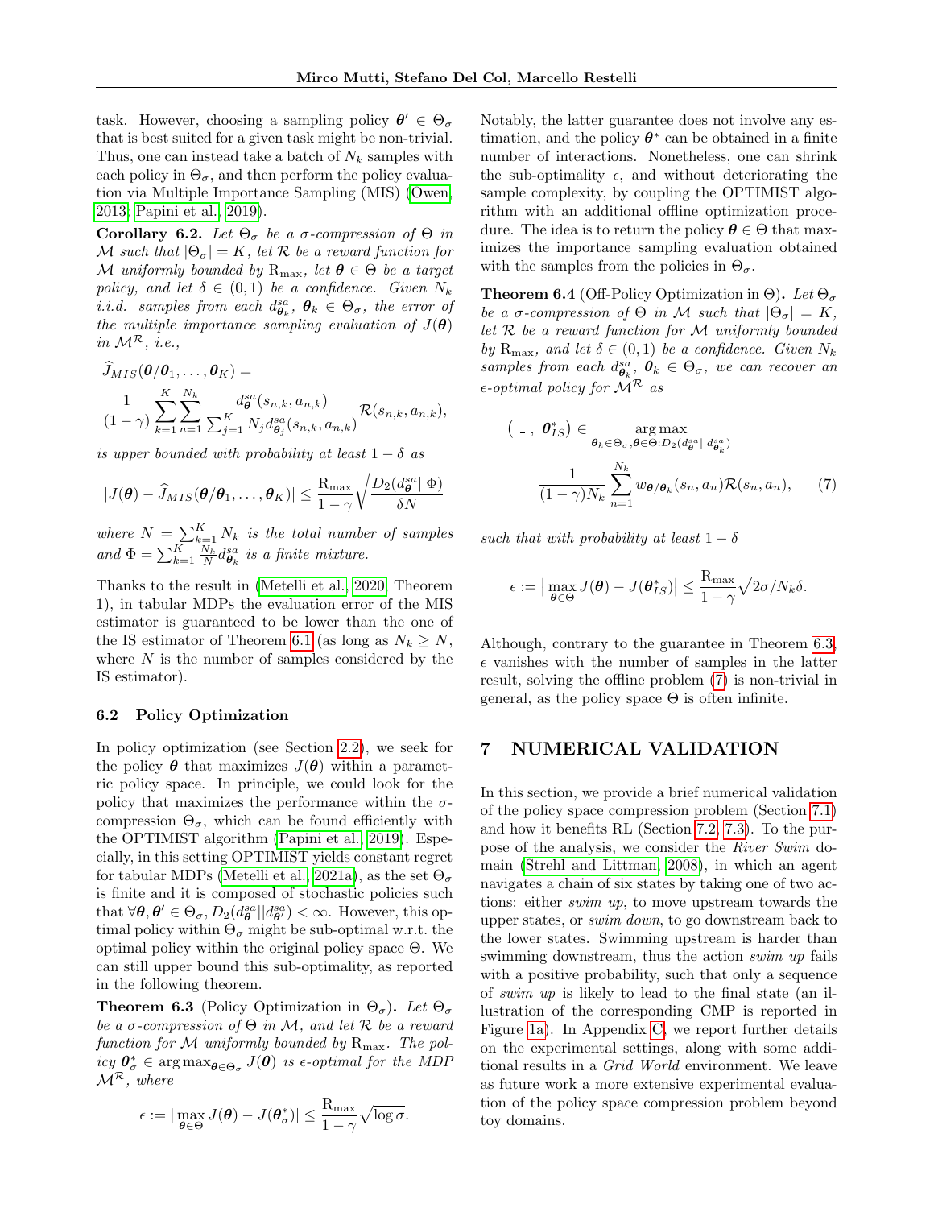task. However, choosing a sampling policy $\boldsymbol{\theta}' \in \Theta_\sigma$ that is best suited for a given task might be non-trivial. Thus, one can instead take a batch of $N_k$ samples with each policy in $\Theta_\sigma$, and then perform the policy evaluation via Multiple Importance Sampling (MIS) (Owen, 2013; Papini et al., 2019).

**Corollary 6.2.** *Let $\Theta_\sigma$ be a $\sigma$-compression of $\Theta$ in $\mathcal{M}$ such that $|\Theta_\sigma| = K$, let $\mathcal{R}$ be a reward function for $\mathcal{M}$ uniformly bounded by $\mathrm{R}_{\max}$, let $\boldsymbol{\theta} \in \Theta$ be a target policy, and let $\delta \in (0,1)$ be a confidence. Given $N_k$ i.i.d. samples from each $d^{sa}_{\boldsymbol{\theta}_k}$, $\boldsymbol{\theta}_k \in \Theta_\sigma$, the error of the multiple importance sampling evaluation of $J(\boldsymbol{\theta})$ in $\mathcal{M}^{\mathcal{R}}$, i.e.,*

$$
\widehat{J}_{MIS}(\boldsymbol{\theta}/\boldsymbol{\theta}_1, \ldots, \boldsymbol{\theta}_K) = \frac{1}{(1-\gamma)} \sum_{k=1}^{K} \sum_{n=1}^{N_k} \frac{d^{sa}_{\boldsymbol{\theta}}(s_{n,k}, a_{n,k})}{\sum_{j=1}^{K} N_j d^{sa}_{\boldsymbol{\theta}_j}(s_{n,k}, a_{n,k})} \mathcal{R}(s_{n,k}, a_{n,k}),
$$

*is upper bounded with probability at least $1-\delta$ as*

$$
|J(\boldsymbol{\theta}) - \widehat{J}_{MIS}(\boldsymbol{\theta}/\boldsymbol{\theta}_1, \ldots, \boldsymbol{\theta}_K)| \leq \frac{\mathrm{R}_{\max}}{1-\gamma} \sqrt{\frac{D_2(d^{sa}_{\boldsymbol{\theta}} \| \Phi)}{\delta N}}
$$

*where $N = \sum_{k=1}^{K} N_k$ is the total number of samples and $\Phi = \sum_{k=1}^{K} \frac{N_k}{N} d^{sa}_{\boldsymbol{\theta}_k}$ is a finite mixture.*

Thanks to the result in (Metelli et al., 2020, Theorem 1), in tabular MDPs the evaluation error of the MIS estimator is guaranteed to be lower than the one of the IS estimator of Theorem 6.1 (as long as $N_k \geq N$, where $N$ is the number of samples considered by the IS estimator).

### 6.2 Policy Optimization

In policy optimization (see Section 2.2), we seek for the policy $\boldsymbol{\theta}$ that maximizes $J(\boldsymbol{\theta})$ within a parametric policy space. In principle, we could look for the policy that maximizes the performance within the $\sigma$-compression $\Theta_\sigma$, which can be found efficiently with the OPTIMIST algorithm (Papini et al., 2019). Especially, in this setting OPTIMIST yields constant regret for tabular MDPs (Metelli et al., 2021a), as the set $\Theta_\sigma$ is finite and it is composed of stochastic policies such that $\forall \boldsymbol{\theta}, \boldsymbol{\theta}' \in \Theta_\sigma, D_2(d^{sa}_{\boldsymbol{\theta}} || d^{sa}_{\boldsymbol{\theta}'}) < \infty$. However, this optimal policy within $\Theta_\sigma$ might be sub-optimal w.r.t. the optimal policy within the original policy space $\Theta$. We can still upper bound this sub-optimality, as reported in the following theorem.

**Theorem 6.3** (Policy Optimization in $\Theta_\sigma$)**.** *Let $\Theta_\sigma$ be a $\sigma$-compression of $\Theta$ in $\mathcal{M}$, and let $\mathcal{R}$ be a reward function for $\mathcal{M}$ uniformly bounded by $\mathrm{R}_{\max}$. The policy $\boldsymbol{\theta}^*_\sigma \in \arg\max_{\boldsymbol{\theta} \in \Theta_\sigma} J(\boldsymbol{\theta})$ is $\epsilon$-optimal for the MDP $\mathcal{M}^{\mathcal{R}}$, where*

$$
\epsilon := \big| \max_{\boldsymbol{\theta} \in \Theta} J(\boldsymbol{\theta}) - J(\boldsymbol{\theta}^*_\sigma) \big| \leq \frac{\mathrm{R}_{\max}}{1-\gamma} \sqrt{\log \sigma}.
$$

Notably, the latter guarantee does not involve any estimation, and the policy $\boldsymbol{\theta}^*$ can be obtained in a finite number of interactions. Nonetheless, one can shrink the sub-optimality $\epsilon$, and without deteriorating the sample complexity, by coupling the OPTIMIST algorithm with an additional offline optimization procedure. The idea is to return the policy $\boldsymbol{\theta} \in \Theta$ that maximizes the importance sampling evaluation obtained with the samples from the policies in $\Theta_\sigma$.

**Theorem 6.4** (Off-Policy Optimization in $\Theta$)**.** *Let $\Theta_\sigma$ be a $\sigma$-compression of $\Theta$ in $\mathcal{M}$ such that $|\Theta_\sigma| = K$, let $\mathcal{R}$ be a reward function for $\mathcal{M}$ uniformly bounded by $\mathrm{R}_{\max}$, and let $\delta \in (0,1)$ be a confidence. Given $N_k$ samples from each $d^{sa}_{\boldsymbol{\theta}_k}$, $\boldsymbol{\theta}_k \in \Theta_\sigma$, we can recover an $\epsilon$-optimal policy for $\mathcal{M}^{\mathcal{R}}$ as*

$$
( \_ \, , \, \boldsymbol{\theta}^*_{IS}) \in \operatorname*{arg\,max}_{\boldsymbol{\theta}_k \in \Theta_\sigma, \boldsymbol{\theta} \in \Theta : D_2(d^{sa}_{\boldsymbol{\theta}} || d^{sa}_{\boldsymbol{\theta}_k})} \frac{1}{(1-\gamma) N_k} \sum_{n=1}^{N_k} w_{\boldsymbol{\theta}/\boldsymbol{\theta}_k}(s_n, a_n) \mathcal{R}(s_n, a_n), \qquad (7)
$$

*such that with probability at least $1-\delta$*

$$
\epsilon := \big| \max_{\boldsymbol{\theta} \in \Theta} J(\boldsymbol{\theta}) - J(\boldsymbol{\theta}^*_{IS}) \big| \leq \frac{\mathrm{R}_{\max}}{1-\gamma} \sqrt{2\sigma / N_k \delta}.
$$

Although, contrary to the guarantee in Theorem 6.3, $\epsilon$ vanishes with the number of samples in the latter result, solving the offline problem (7) is non-trivial in general, as the policy space $\Theta$ is often infinite.

## 7 NUMERICAL VALIDATION

In this section, we provide a brief numerical validation of the policy space compression problem (Section 7.1) and how it benefits RL (Section 7.2, 7.3). To the purpose of the analysis, we consider the *River Swim* domain (Strehl and Littman, 2008), in which an agent navigates a chain of six states by taking one of two actions: either *swim up*, to move upstream towards the upper states, or *swim down*, to go downstream back to the lower states. Swimming upstream is harder than swimming downstream, thus the action *swim up* fails with a positive probability, such that only a sequence of *swim up* is likely to lead to the final state (an illustration of the corresponding CMP is reported in Figure 1a). In Appendix C, we report further details on the experimental settings, along with some additional results in a *Grid World* environment. We leave as future work a more extensive experimental evaluation of the policy space compression problem beyond toy domains.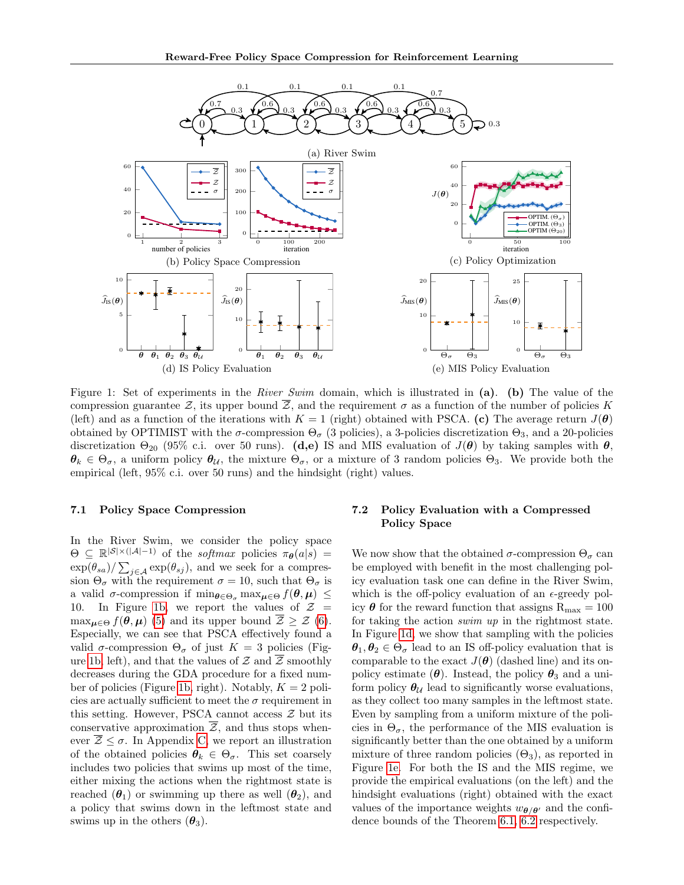Figure 1: Set of experiments in the *River Swim* domain, which is illustrated in **(a)**. **(b)** The value of the compression guarantee $\mathcal{Z}$, its upper bound $\overline{\mathcal{Z}}$, and the requirement $\sigma$ as a function of the number of policies $K$ (left) and as a function of the iterations with $K = 1$ (right) obtained with PSCA. **(c)** The average return $J(\boldsymbol{\theta})$ obtained by OPTIMIST with the $\sigma$-compression $\Theta_\sigma$ (3 policies), a 3-policies discretization $\Theta_3$, and a 20-policies discretization $\Theta_{20}$ (95% c.i. over 50 runs). **(d,e)** IS and MIS evaluation of $J(\boldsymbol{\theta})$ by taking samples with $\boldsymbol{\theta}$, $\boldsymbol{\theta}_k \in \Theta_\sigma$, a uniform policy $\boldsymbol{\theta}_{\mathcal{U}}$, the mixture $\Theta_\sigma$, or a mixture of 3 random policies $\Theta_3$. We provide both the empirical (left, 95% c.i. over 50 runs) and the hindsight (right) values.

### 7.1 Policy Space Compression

In the River Swim, we consider the policy space $\Theta \subseteq \mathbb{R}^{|\mathcal{S}| \times (|\mathcal{A}|-1)}$ of the *softmax* policies $\pi_{\boldsymbol{\theta}}(a|s) = \exp(\theta_{sa}) / \sum_{j \in \mathcal{A}} \exp(\theta_{sj})$, and we seek for a compression $\Theta_\sigma$ with the requirement $\sigma = 10$, such that $\Theta_\sigma$ is a valid $\sigma$-compression if $\min_{\boldsymbol{\theta} \in \Theta_\sigma} \max_{\boldsymbol{\mu} \in \Theta} f(\boldsymbol{\theta}, \boldsymbol{\mu}) \leq 10$. In Figure 1b, we report the values of $\mathcal{Z} = \max_{\boldsymbol{\mu} \in \Theta} f(\boldsymbol{\theta}, \boldsymbol{\mu})$ (5) and its upper bound $\overline{\mathcal{Z}} \geq \mathcal{Z}$ (6). Especially, we can see that PSCA effectively found a valid $\sigma$-compression $\Theta_\sigma$ of just $K = 3$ policies (Figure 1b, left), and that the values of $\mathcal{Z}$ and $\overline{\mathcal{Z}}$ smoothly decreases during the GDA procedure for a fixed number of policies (Figure 1b, right). Notably, $K = 2$ policies are actually sufficient to meet the $\sigma$ requirement in this setting. However, PSCA cannot access $\mathcal{Z}$ but its conservative approximation $\overline{\mathcal{Z}}$, and thus stops whenever $\overline{\mathcal{Z}} \leq \sigma$. In Appendix C, we report an illustration of the obtained policies $\boldsymbol{\theta}_k \in \Theta_\sigma$. This set coarsely includes two policies that swims up most of the time, either mixing the actions when the rightmost state is reached ($\boldsymbol{\theta}_1$) or swimming up there as well ($\boldsymbol{\theta}_2$), and a policy that swims down in the leftmost state and swims up in the others ($\boldsymbol{\theta}_3$).

### 7.2 Policy Evaluation with a Compressed Policy Space

We now show that the obtained $\sigma$-compression $\Theta_\sigma$ can be employed with benefit in the most challenging policy evaluation task one can define in the River Swim, which is the off-policy evaluation of an $\epsilon$-greedy policy $\boldsymbol{\theta}$ for the reward function that assigns $\mathrm{R}_{\max} = 100$ for taking the action *swim up* in the rightmost state. In Figure 1d, we show that sampling with the policies $\boldsymbol{\theta}_1, \boldsymbol{\theta}_2 \in \Theta_\sigma$ lead to an IS off-policy evaluation that is comparable to the exact $J(\boldsymbol{\theta})$ (dashed line) and its on-policy estimate ($\boldsymbol{\theta}$). Instead, the policy $\boldsymbol{\theta}_3$ and a uniform policy $\boldsymbol{\theta}_{\mathcal{U}}$ lead to significantly worse evaluations, as they collect too many samples in the leftmost state. Even by sampling from a uniform mixture of the policies in $\Theta_\sigma$, the performance of the MIS evaluation is significantly better than the one obtained by a uniform mixture of three random policies ($\Theta_3$), as reported in Figure 1e. For both the IS and the MIS regime, we provide the empirical evaluations (on the left) and the hindsight evaluations (right) obtained with the exact values of the importance weights $w_{\boldsymbol{\theta}/\boldsymbol{\theta}'}$ and the confidence bounds of the Theorem 6.1, 6.2 respectively.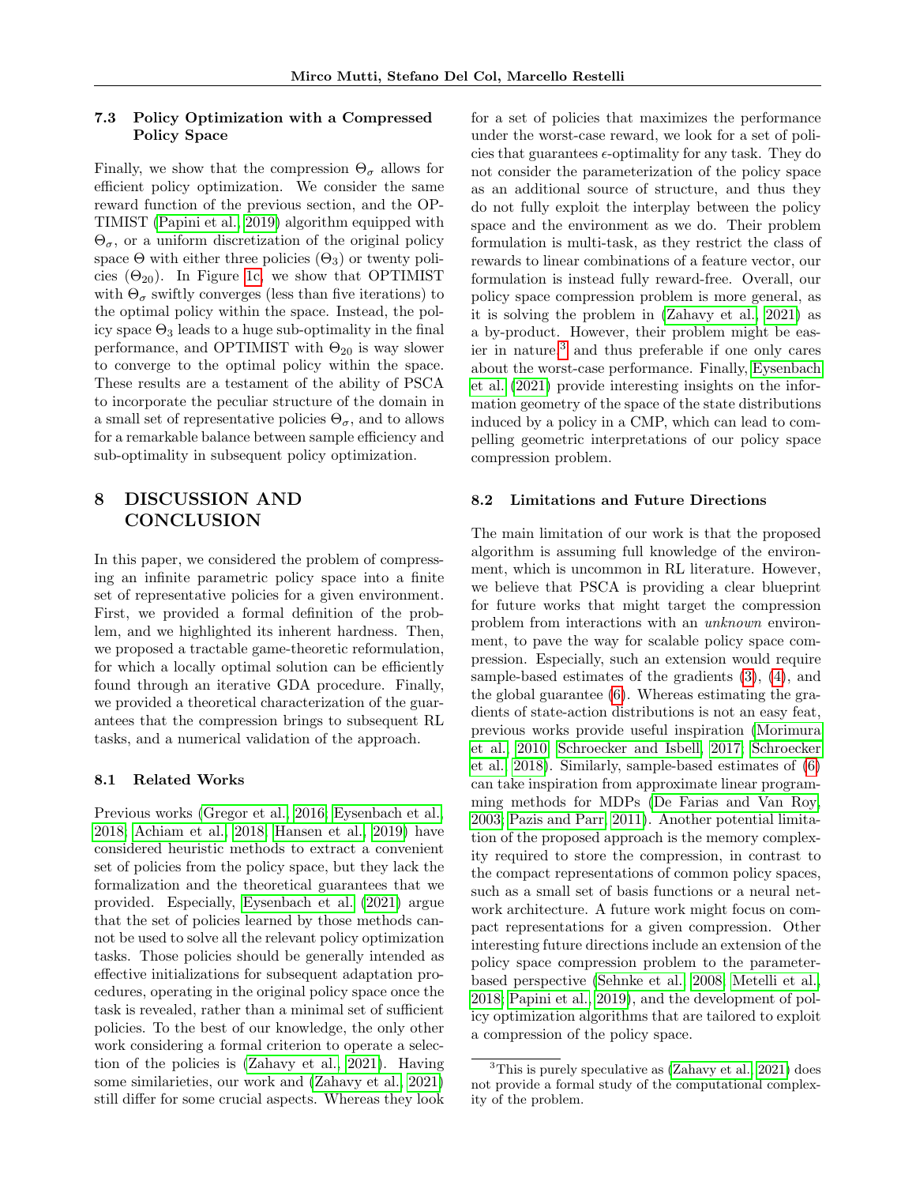### 7.3 Policy Optimization with a Compressed Policy Space

Finally, we show that the compression $\Theta_\sigma$ allows for efficient policy optimization. We consider the same reward function of the previous section, and the OPTIMIST (Papini et al., 2019) algorithm equipped with $\Theta_\sigma$, or a uniform discretization of the original policy space $\Theta$ with either three policies ($\Theta_3$) or twenty policies ($\Theta_{20}$). In Figure 1c, we show that OPTIMIST with $\Theta_\sigma$ swiftly converges (less than five iterations) to the optimal policy within the space. Instead, the policy space $\Theta_3$ leads to a huge sub-optimality in the final performance, and OPTIMIST with $\Theta_{20}$ is way slower to converge to the optimal policy within the space. These results are a testament of the ability of PSCA to incorporate the peculiar structure of the domain in a small set of representative policies $\Theta_\sigma$, and to allows for a remarkable balance between sample efficiency and sub-optimality in subsequent policy optimization.

## 8 DISCUSSION AND CONCLUSION

In this paper, we considered the problem of compressing an infinite parametric policy space into a finite set of representative policies for a given environment. First, we provided a formal definition of the problem, and we highlighted its inherent hardness. Then, we proposed a tractable game-theoretic reformulation, for which a locally optimal solution can be efficiently found through an iterative GDA procedure. Finally, we provided a theoretical characterization of the guarantees that the compression brings to subsequent RL tasks, and a numerical validation of the approach.

### 8.1 Related Works

Previous works (Gregor et al., 2016; Eysenbach et al., 2018; Achiam et al., 2018; Hansen et al., 2019) have considered heuristic methods to extract a convenient set of policies from the policy space, but they lack the formalization and the theoretical guarantees that we provided. Especially, Eysenbach et al. (2021) argue that the set of policies learned by those methods cannot be used to solve all the relevant policy optimization tasks. Those policies should be generally intended as effective initializations for subsequent adaptation procedures, operating in the original policy space once the task is revealed, rather than a minimal set of sufficient policies. To the best of our knowledge, the only other work considering a formal criterion to operate a selection of the policies is (Zahavy et al., 2021). Having some similarieties, our work and (Zahavy et al., 2021) still differ for some crucial aspects. Whereas they look for a set of policies that maximizes the performance under the worst-case reward, we look for a set of policies that guarantees $\epsilon$-optimality for any task. They do not consider the parameterization of the policy space as an additional source of structure, and thus they do not fully exploit the interplay between the policy space and the environment as we do. Their problem formulation is multi-task, as they restrict the class of rewards to linear combinations of a feature vector, our formulation is instead fully reward-free. Overall, our policy space compression problem is more general, as it is solving the problem in (Zahavy et al., 2021) as a by-product. However, their problem might be easier in nature,[3] and thus preferable if one only cares about the worst-case performance. Finally, Eysenbach et al. (2021) provide interesting insights on the information geometry of the space of the state distributions induced by a policy in a CMP, which can lead to compelling geometric interpretations of our policy space compression problem.

### 8.2 Limitations and Future Directions

The main limitation of our work is that the proposed algorithm is assuming full knowledge of the environment, which is uncommon in RL literature. However, we believe that PSCA is providing a clear blueprint for future works that might target the compression problem from interactions with an *unknown* environment, to pave the way for scalable policy space compression. Especially, such an extension would require sample-based estimates of the gradients (3), (4), and the global guarantee (6). Whereas estimating the gradients of state-action distributions is not an easy feat, previous works provide useful inspiration (Morimura et al., 2010; Schroecker and Isbell, 2017; Schroecker et al., 2018). Similarly, sample-based estimates of (6) can take inspiration from approximate linear programming methods for MDPs (De Farias and Van Roy, 2003; Pazis and Parr, 2011). Another potential limitation of the proposed approach is the memory complexity required to store the compression, in contrast to the compact representations of common policy spaces, such as a small set of basis functions or a neural network architecture. A future work might focus on compact representations for a given compression. Other interesting future directions include an extension of the policy space compression problem to the parameter-based perspective (Sehnke et al., 2008; Metelli et al., 2018; Papini et al., 2019), and the development of policy optimization algorithms that are tailored to exploit a compression of the policy space.

[3] This is purely speculative as (Zahavy et al., 2021) does not provide a formal study of the computational complexity of the problem.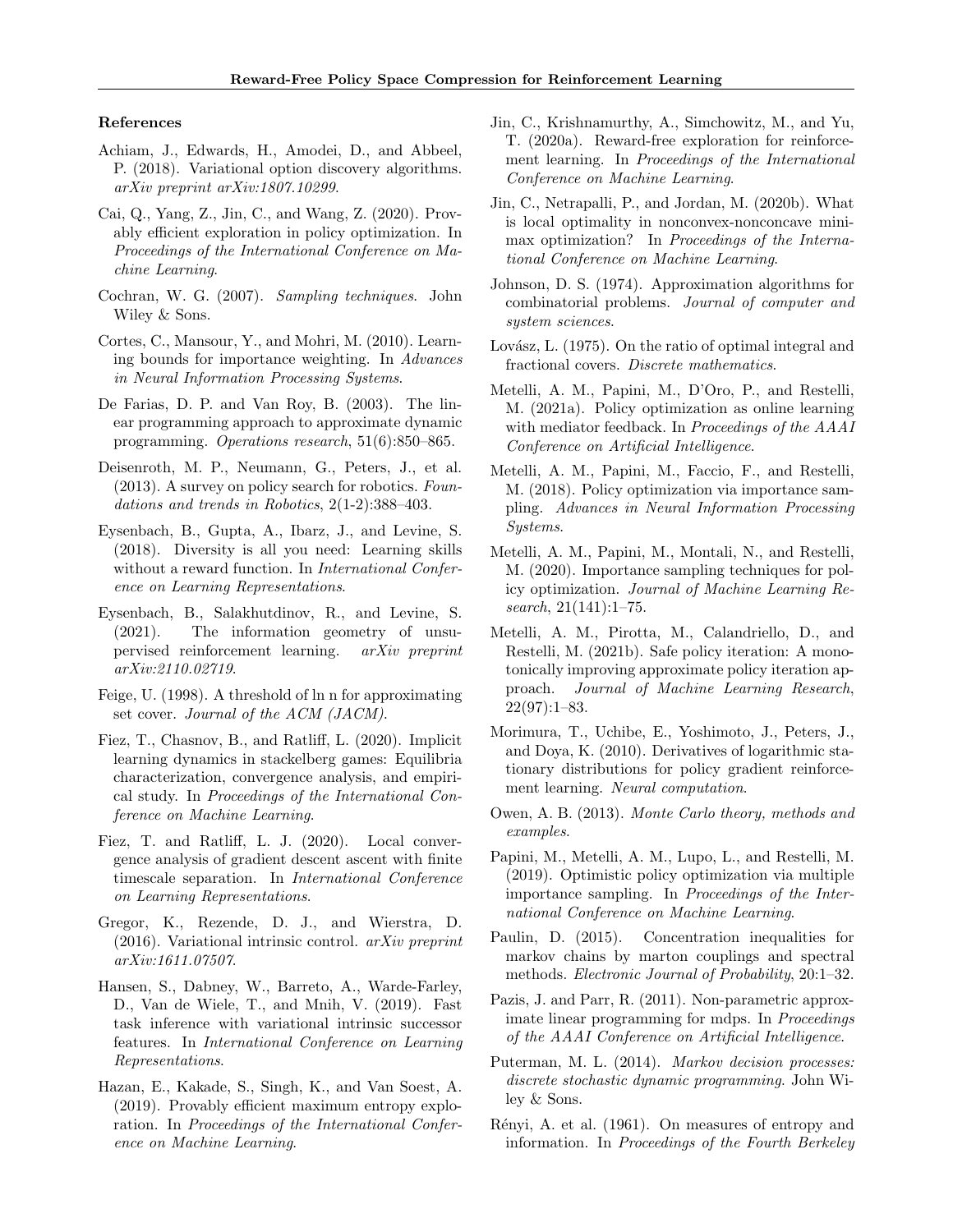### References

Achiam, J., Edwards, H., Amodei, D., and Abbeel, P. (2018). Variational option discovery algorithms. *arXiv preprint arXiv:1807.10299*.

Cai, Q., Yang, Z., Jin, C., and Wang, Z. (2020). Provably efficient exploration in policy optimization. In *Proceedings of the International Conference on Machine Learning*.

Cochran, W. G. (2007). *Sampling techniques*. John Wiley & Sons.

Cortes, C., Mansour, Y., and Mohri, M. (2010). Learning bounds for importance weighting. In *Advances in Neural Information Processing Systems*.

De Farias, D. P. and Van Roy, B. (2003). The linear programming approach to approximate dynamic programming. *Operations research*, 51(6):850–865.

Deisenroth, M. P., Neumann, G., Peters, J., et al. (2013). A survey on policy search for robotics. *Foundations and trends in Robotics*, 2(1-2):388–403.

Eysenbach, B., Gupta, A., Ibarz, J., and Levine, S. (2018). Diversity is all you need: Learning skills without a reward function. In *International Conference on Learning Representations*.

Eysenbach, B., Salakhutdinov, R., and Levine, S. (2021). The information geometry of unsupervised reinforcement learning. *arXiv preprint arXiv:2110.02719*.

Feige, U. (1998). A threshold of ln n for approximating set cover. *Journal of the ACM (JACM).*

Fiez, T., Chasnov, B., and Ratliff, L. (2020). Implicit learning dynamics in stackelberg games: Equilibria characterization, convergence analysis, and empirical study. In *Proceedings of the International Conference on Machine Learning*.

Fiez, T. and Ratliff, L. J. (2020). Local convergence analysis of gradient descent ascent with finite timescale separation. In *International Conference on Learning Representations*.

Gregor, K., Rezende, D. J., and Wierstra, D. (2016). Variational intrinsic control. *arXiv preprint arXiv:1611.07507*.

Hansen, S., Dabney, W., Barreto, A., Warde-Farley, D., Van de Wiele, T., and Mnih, V. (2019). Fast task inference with variational intrinsic successor features. In *International Conference on Learning Representations*.

Hazan, E., Kakade, S., Singh, K., and Van Soest, A. (2019). Provably efficient maximum entropy exploration. In *Proceedings of the International Conference on Machine Learning*.

Jin, C., Krishnamurthy, A., Simchowitz, M., and Yu, T. (2020a). Reward-free exploration for reinforcement learning. In *Proceedings of the International Conference on Machine Learning*.

Jin, C., Netrapalli, P., and Jordan, M. (2020b). What is local optimality in nonconvex-nonconcave minimax optimization? In *Proceedings of the International Conference on Machine Learning*.

Johnson, D. S. (1974). Approximation algorithms for combinatorial problems. *Journal of computer and system sciences*.

Lovász, L. (1975). On the ratio of optimal integral and fractional covers. *Discrete mathematics*.

Metelli, A. M., Papini, M., D'Oro, P., and Restelli, M. (2021a). Policy optimization as online learning with mediator feedback. In *Proceedings of the AAAI Conference on Artificial Intelligence*.

Metelli, A. M., Papini, M., Faccio, F., and Restelli, M. (2018). Policy optimization via importance sampling. *Advances in Neural Information Processing Systems*.

Metelli, A. M., Papini, M., Montali, N., and Restelli, M. (2020). Importance sampling techniques for policy optimization. *Journal of Machine Learning Research*, 21(141):1–75.

Metelli, A. M., Pirotta, M., Calandriello, D., and Restelli, M. (2021b). Safe policy iteration: A monotonically improving approximate policy iteration approach. *Journal of Machine Learning Research*, 22(97):1–83.

Morimura, T., Uchibe, E., Yoshimoto, J., Peters, J., and Doya, K. (2010). Derivatives of logarithmic stationary distributions for policy gradient reinforcement learning. *Neural computation*.

Owen, A. B. (2013). *Monte Carlo theory, methods and examples*.

Papini, M., Metelli, A. M., Lupo, L., and Restelli, M. (2019). Optimistic policy optimization via multiple importance sampling. In *Proceedings of the International Conference on Machine Learning*.

Paulin, D. (2015). Concentration inequalities for markov chains by marton couplings and spectral methods. *Electronic Journal of Probability*, 20:1–32.

Pazis, J. and Parr, R. (2011). Non-parametric approximate linear programming for mdps. In *Proceedings of the AAAI Conference on Artificial Intelligence*.

Puterman, M. L. (2014). *Markov decision processes: discrete stochastic dynamic programming*. John Wiley & Sons.

Rényi, A. et al. (1961). On measures of entropy and information. In *Proceedings of the Fourth Berkeley*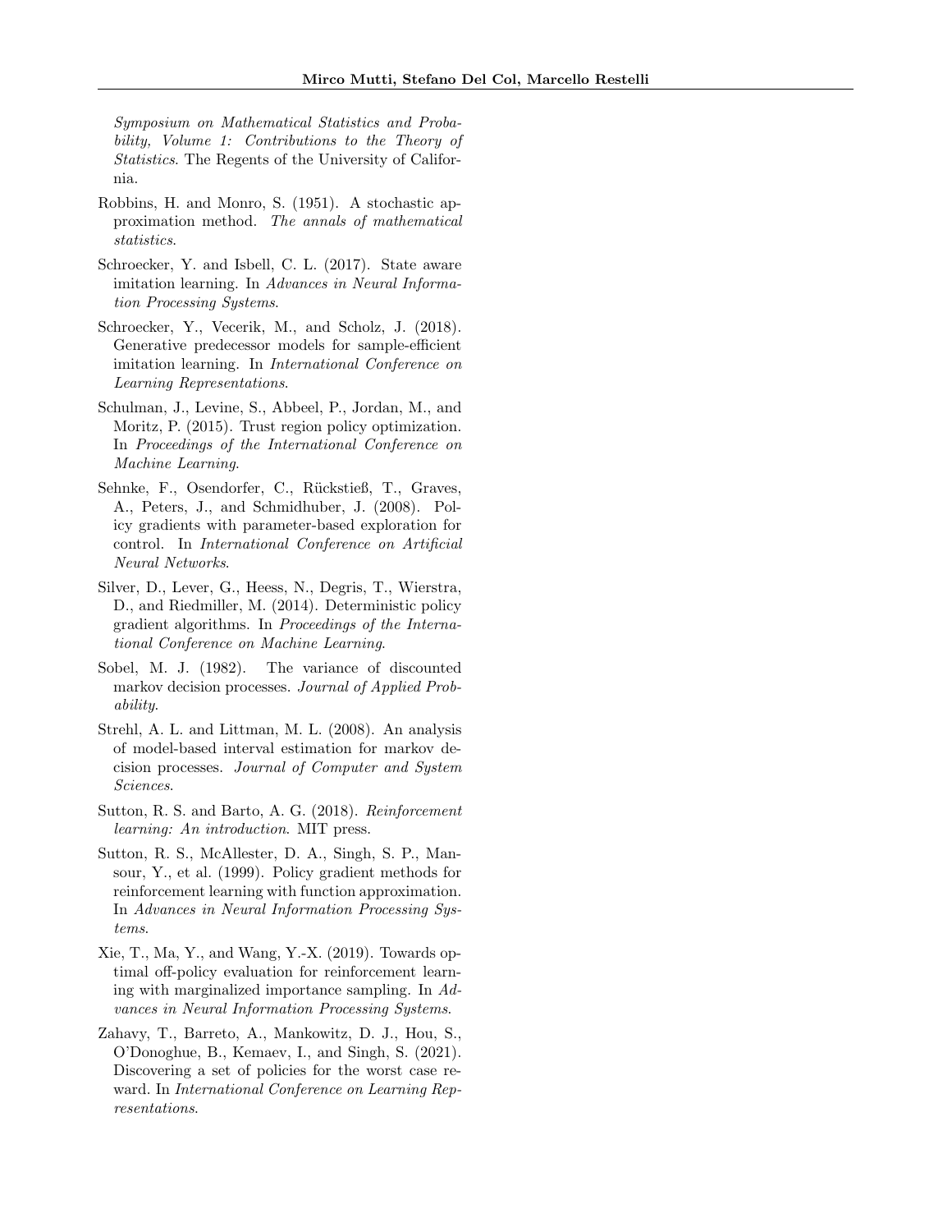*Symposium on Mathematical Statistics and Probability, Volume 1: Contributions to the Theory of Statistics*. The Regents of the University of California.

Robbins, H. and Monro, S. (1951). A stochastic approximation method. *The annals of mathematical statistics*.

Schroecker, Y. and Isbell, C. L. (2017). State aware imitation learning. In *Advances in Neural Information Processing Systems*.

Schroecker, Y., Vecerik, M., and Scholz, J. (2018). Generative predecessor models for sample-efficient imitation learning. In *International Conference on Learning Representations*.

Schulman, J., Levine, S., Abbeel, P., Jordan, M., and Moritz, P. (2015). Trust region policy optimization. In *Proceedings of the International Conference on Machine Learning*.

Sehnke, F., Osendorfer, C., Rückstieß, T., Graves, A., Peters, J., and Schmidhuber, J. (2008). Policy gradients with parameter-based exploration for control. In *International Conference on Artificial Neural Networks*.

Silver, D., Lever, G., Heess, N., Degris, T., Wierstra, D., and Riedmiller, M. (2014). Deterministic policy gradient algorithms. In *Proceedings of the International Conference on Machine Learning*.

Sobel, M. J. (1982). The variance of discounted markov decision processes. *Journal of Applied Probability*.

Strehl, A. L. and Littman, M. L. (2008). An analysis of model-based interval estimation for markov decision processes. *Journal of Computer and System Sciences*.

Sutton, R. S. and Barto, A. G. (2018). *Reinforcement learning: An introduction*. MIT press.

Sutton, R. S., McAllester, D. A., Singh, S. P., Mansour, Y., et al. (1999). Policy gradient methods for reinforcement learning with function approximation. In *Advances in Neural Information Processing Systems*.

Xie, T., Ma, Y., and Wang, Y.-X. (2019). Towards optimal off-policy evaluation for reinforcement learning with marginalized importance sampling. In *Advances in Neural Information Processing Systems*.

Zahavy, T., Barreto, A., Mankowitz, D. J., Hou, S., O'Donoghue, B., Kemaev, I., and Singh, S. (2021). Discovering a set of policies for the worst case reward. In *International Conference on Learning Representations*.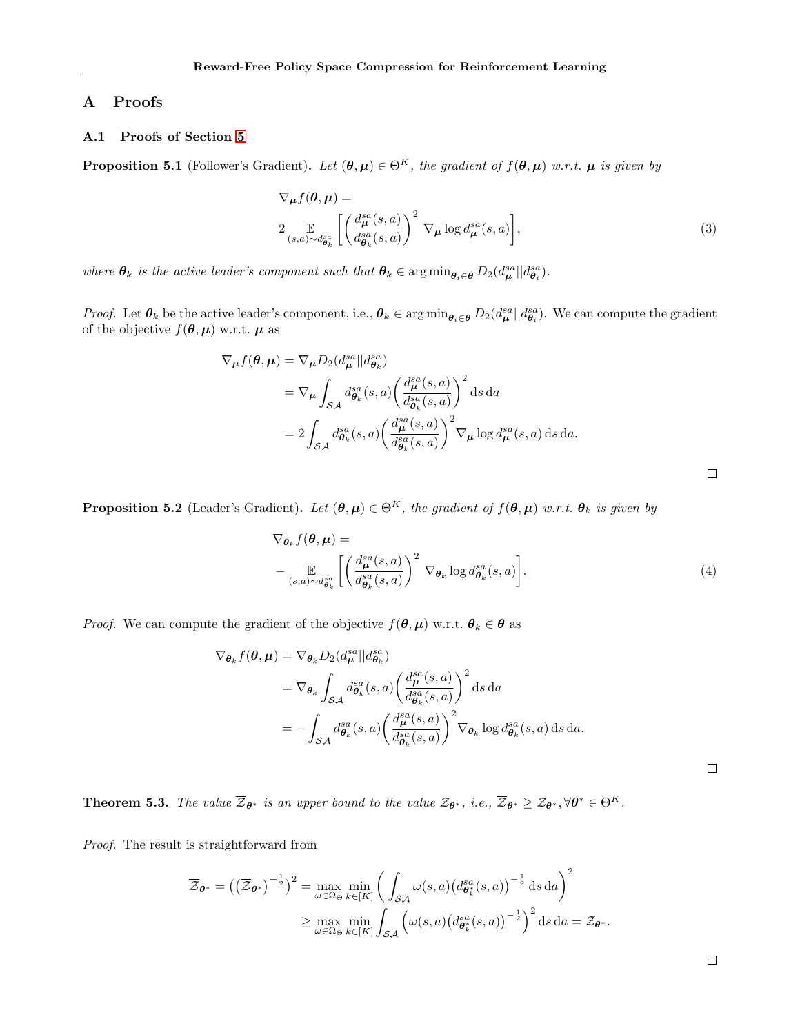# A Proofs

## A.1 Proofs of Section 5

**Proposition 5.1** (Follower's Gradient)**.** *Let $(\boldsymbol{\theta}, \boldsymbol{\mu}) \in \Theta^K$, the gradient of $f(\boldsymbol{\theta}, \boldsymbol{\mu})$ w.r.t. $\boldsymbol{\mu}$ is given by*

$$
\begin{aligned}
&\nabla_{\boldsymbol{\mu}} f(\boldsymbol{\theta}, \boldsymbol{\mu}) = \\
&2 \mathop{\mathbb{E}}_{(s,a) \sim d^{sa}_{\boldsymbol{\theta}_k}} \left[ \left( \frac{d^{sa}_{\boldsymbol{\mu}}(s,a)}{d^{sa}_{\boldsymbol{\theta}_k}(s,a)} \right)^2 \nabla_{\boldsymbol{\mu}} \log d^{sa}_{\boldsymbol{\mu}}(s,a) \right],
\end{aligned} \tag{3}
$$

*where $\boldsymbol{\theta}_k$ is the active leader's component such that $\boldsymbol{\theta}_k \in \arg\min_{\boldsymbol{\theta}_i \in \boldsymbol{\theta}} D_2(d^{sa}_{\boldsymbol{\mu}} || d^{sa}_{\boldsymbol{\theta}_i})$.*

*Proof.* Let $\boldsymbol{\theta}_k$ be the active leader's component, i.e., $\boldsymbol{\theta}_k \in \arg\min_{\boldsymbol{\theta}_i \in \boldsymbol{\theta}} D_2(d^{sa}_{\boldsymbol{\mu}} || d^{sa}_{\boldsymbol{\theta}_i})$. We can compute the gradient of the objective $f(\boldsymbol{\theta}, \boldsymbol{\mu})$ w.r.t. $\boldsymbol{\mu}$ as

$$
\begin{aligned}
\nabla_{\boldsymbol{\mu}} f(\boldsymbol{\theta}, \boldsymbol{\mu}) &= \nabla_{\boldsymbol{\mu}} D_2(d^{sa}_{\boldsymbol{\mu}} || d^{sa}_{\boldsymbol{\theta}_k}) \\
&= \nabla_{\boldsymbol{\mu}} \int_{\mathcal{SA}} d^{sa}_{\boldsymbol{\theta}_k}(s,a) \left( \frac{d^{sa}_{\boldsymbol{\mu}}(s,a)}{d^{sa}_{\boldsymbol{\theta}_k}(s,a)} \right)^2 \mathrm{d}s \, \mathrm{d}a \\
&= 2 \int_{\mathcal{SA}} d^{sa}_{\boldsymbol{\theta}_k}(s,a) \left( \frac{d^{sa}_{\boldsymbol{\mu}}(s,a)}{d^{sa}_{\boldsymbol{\theta}_k}(s,a)} \right)^2 \nabla_{\boldsymbol{\mu}} \log d^{sa}_{\boldsymbol{\mu}}(s,a) \, \mathrm{d}s \, \mathrm{d}a.
\end{aligned}
$$

□

**Proposition 5.2** (Leader's Gradient)**.** *Let $(\boldsymbol{\theta}, \boldsymbol{\mu}) \in \Theta^K$, the gradient of $f(\boldsymbol{\theta}, \boldsymbol{\mu})$ w.r.t. $\boldsymbol{\theta}_k$ is given by*

$$
\begin{aligned}
&\nabla_{\boldsymbol{\theta}_k} f(\boldsymbol{\theta}, \boldsymbol{\mu}) = \\
&- \mathop{\mathbb{E}}_{(s,a) \sim d^{sa}_{\boldsymbol{\theta}_k}} \left[ \left( \frac{d^{sa}_{\boldsymbol{\mu}}(s,a)}{d^{sa}_{\boldsymbol{\theta}_k}(s,a)} \right)^2 \nabla_{\boldsymbol{\theta}_k} \log d^{sa}_{\boldsymbol{\theta}_k}(s,a) \right].
\end{aligned} \tag{4}
$$

*Proof.* We can compute the gradient of the objective $f(\boldsymbol{\theta}, \boldsymbol{\mu})$ w.r.t. $\boldsymbol{\theta}_k \in \boldsymbol{\theta}$ as

$$
\begin{aligned}
\nabla_{\boldsymbol{\theta}_k} f(\boldsymbol{\theta}, \boldsymbol{\mu}) &= \nabla_{\boldsymbol{\theta}_k} D_2(d^{sa}_{\boldsymbol{\mu}} || d^{sa}_{\boldsymbol{\theta}_k}) \\
&= \nabla_{\boldsymbol{\theta}_k} \int_{\mathcal{SA}} d^{sa}_{\boldsymbol{\theta}_k}(s,a) \left( \frac{d^{sa}_{\boldsymbol{\mu}}(s,a)}{d^{sa}_{\boldsymbol{\theta}_k}(s,a)} \right)^2 \mathrm{d}s \, \mathrm{d}a \\
&= - \int_{\mathcal{SA}} d^{sa}_{\boldsymbol{\theta}_k}(s,a) \left( \frac{d^{sa}_{\boldsymbol{\mu}}(s,a)}{d^{sa}_{\boldsymbol{\theta}_k}(s,a)} \right)^2 \nabla_{\boldsymbol{\theta}_k} \log d^{sa}_{\boldsymbol{\theta}_k}(s,a) \, \mathrm{d}s \, \mathrm{d}a.
\end{aligned}
$$

□

**Theorem 5.3.** *The value $\overline{\mathcal{Z}}_{\boldsymbol{\theta}^*}$ is an upper bound to the value $\mathcal{Z}_{\boldsymbol{\theta}^*}$, i.e., $\overline{\mathcal{Z}}_{\boldsymbol{\theta}^*} \geq \mathcal{Z}_{\boldsymbol{\theta}^*}, \forall \boldsymbol{\theta}^* \in \Theta^K$.*

*Proof.* The result is straightforward from

$$
\begin{aligned}
\overline{\mathcal{Z}}_{\boldsymbol{\theta}^*} = \left( \left( \overline{\mathcal{Z}}_{\boldsymbol{\theta}^*} \right)^{-\frac{1}{2}} \right)^2 &= \max_{\omega \in \Omega_\Theta} \min_{k \in [K]} \left( \int_{\mathcal{SA}} \omega(s,a) \left( d^{sa}_{\boldsymbol{\theta}^*_k}(s,a) \right)^{-\frac{1}{2}} \mathrm{d}s \, \mathrm{d}a \right)^2 \\
&\geq \max_{\omega \in \Omega_\Theta} \min_{k \in [K]} \int_{\mathcal{SA}} \left( \omega(s,a) \left( d^{sa}_{\boldsymbol{\theta}^*_k}(s,a) \right)^{-\frac{1}{2}} \right)^2 \mathrm{d}s \, \mathrm{d}a = \mathcal{Z}_{\boldsymbol{\theta}^*}.
\end{aligned}
$$

□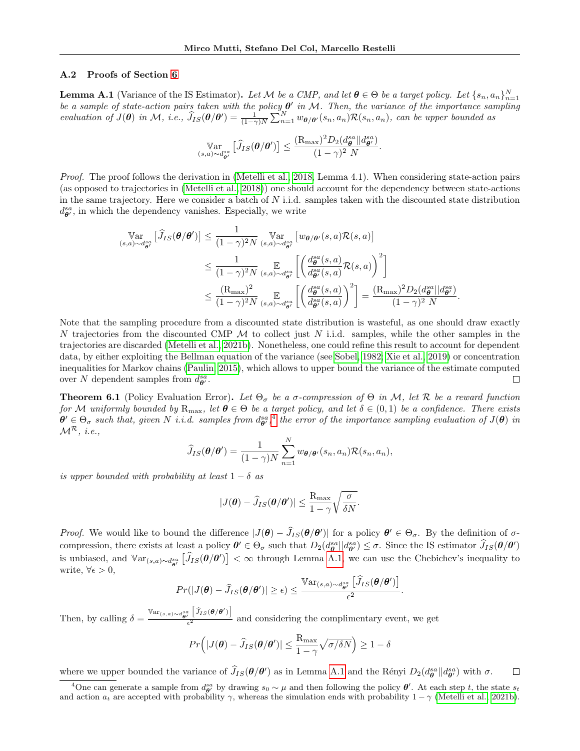### A.2 Proofs of Section 6

**Lemma A.1** (Variance of the IS Estimator)**.** *Let $\mathcal{M}$ be a CMP, and let $\boldsymbol{\theta} \in \Theta$ be a target policy. Let $\{s_n, a_n\}_{n=1}^N$ be a sample of state-action pairs taken with the policy $\boldsymbol{\theta}'$ in $\mathcal{M}$. Then, the variance of the importance sampling evaluation of $J(\boldsymbol{\theta})$ in $\mathcal{M}$, i.e., $\widehat{J}_{IS}(\boldsymbol{\theta}/\boldsymbol{\theta}') = \frac{1}{(1-\gamma)N}\sum_{n=1}^N w_{\boldsymbol{\theta}/\boldsymbol{\theta}'}(s_n, a_n)\mathcal{R}(s_n, a_n)$, can be upper bounded as*

$$\mathop{\mathbb{V}\mathrm{ar}}_{(s,a)\sim d^{sa}_{\boldsymbol{\theta}'}} \left[\widehat{J}_{IS}(\boldsymbol{\theta}/\boldsymbol{\theta}')\right] \leq \frac{(\mathrm{R}_{\max})^2 D_2(d^{sa}_{\boldsymbol{\theta}} \| d^{sa}_{\boldsymbol{\theta}'})}{(1-\gamma)^2 \ N}.$$

*Proof.* The proof follows the derivation in (Metelli et al., 2018, Lemma 4.1). When considering state-action pairs (as opposed to trajectories in (Metelli et al., 2018)) one should account for the dependency between state-actions in the same trajectory. Here we consider a batch of $N$ i.i.d. samples taken with the discounted state distribution $d^{sa}_{\boldsymbol{\theta}'}$, in which the dependency vanishes. Especially, we write

$$\begin{aligned}
\mathop{\mathbb{V}\mathrm{ar}}_{(s,a)\sim d^{sa}_{\boldsymbol{\theta}'}} \left[\widehat{J}_{IS}(\boldsymbol{\theta}/\boldsymbol{\theta}')\right] &\leq \frac{1}{(1-\gamma)^2 N} \mathop{\mathbb{V}\mathrm{ar}}_{(s,a)\sim d^{sa}_{\boldsymbol{\theta}'}} \left[w_{\boldsymbol{\theta}/\boldsymbol{\theta}'}(s,a)\mathcal{R}(s,a)\right] \\
&\leq \frac{1}{(1-\gamma)^2 N} \mathop{\mathbb{E}}_{(s,a)\sim d^{sa}_{\boldsymbol{\theta}'}} \left[\left(\frac{d^{sa}_{\boldsymbol{\theta}}(s,a)}{d^{sa}_{\boldsymbol{\theta}'}(s,a)}\mathcal{R}(s,a)\right)^2\right] \\
&\leq \frac{(\mathrm{R}_{\max})^2}{(1-\gamma)^2 N} \mathop{\mathbb{E}}_{(s,a)\sim d^{sa}_{\boldsymbol{\theta}'}} \left[\left(\frac{d^{sa}_{\boldsymbol{\theta}}(s,a)}{d^{sa}_{\boldsymbol{\theta}'}(s,a)}\right)^2\right] = \frac{(\mathrm{R}_{\max})^2 D_2(d^{sa}_{\boldsymbol{\theta}} \| d^{sa}_{\boldsymbol{\theta}'})}{(1-\gamma)^2 \ N}.
\end{aligned}$$

Note that the sampling procedure from a discounted state distribution is wasteful, as one should draw exactly $N$ trajectories from the discounted CMP $\mathcal{M}$ to collect just $N$ i.i.d. samples, while the other samples in the trajectories are discarded (Metelli et al., 2021b). Nonetheless, one could refine this result to account for dependent data, by either exploiting the Bellman equation of the variance (see Sobel, 1982; Xie et al., 2019) or concentration inequalities for Markov chains (Paulin, 2015), which allows to upper bound the variance of the estimate computed over $N$ dependent samples from $d^{sa}_{\boldsymbol{\theta}'}$. □

**Theorem 6.1** (Policy Evaluation Error)**.** *Let $\Theta_\sigma$ be a $\sigma$-compression of $\Theta$ in $\mathcal{M}$, let $\mathcal{R}$ be a reward function for $\mathcal{M}$ uniformly bounded by $\mathrm{R}_{\max}$, let $\boldsymbol{\theta} \in \Theta$ be a target policy, and let $\delta \in (0, 1)$ be a confidence. There exists $\boldsymbol{\theta}' \in \Theta_\sigma$ such that, given $N$ i.i.d. samples from $d^{sa}_{\boldsymbol{\theta}'}$,[4] the error of the importance sampling evaluation of $J(\boldsymbol{\theta})$ in $\mathcal{M}^{\mathcal{R}}$, i.e.,*

$$\widehat{J}_{IS}(\boldsymbol{\theta}/\boldsymbol{\theta}') = \frac{1}{(1-\gamma)N}\sum_{n=1}^N w_{\boldsymbol{\theta}/\boldsymbol{\theta}'}(s_n, a_n)\mathcal{R}(s_n, a_n),$$

*is upper bounded with probability at least $1 - \delta$ as*

$$|J(\boldsymbol{\theta}) - \widehat{J}_{IS}(\boldsymbol{\theta}/\boldsymbol{\theta}')| \leq \frac{\mathrm{R}_{\max}}{1-\gamma}\sqrt{\frac{\sigma}{\delta N}}.$$

*Proof.* We would like to bound the difference $|J(\boldsymbol{\theta}) - \widehat{J}_{IS}(\boldsymbol{\theta}/\boldsymbol{\theta}')|$ for a policy $\boldsymbol{\theta}' \in \Theta_\sigma$. By the definition of $\sigma$-compression, there exists at least a policy $\boldsymbol{\theta}' \in \Theta_\sigma$ such that $D_2(d^{sa}_{\boldsymbol{\theta}} \| d^{sa}_{\boldsymbol{\theta}'}) \leq \sigma$. Since the IS estimator $\widehat{J}_{IS}(\boldsymbol{\theta}/\boldsymbol{\theta}')$ is unbiased, and $\mathbb{V}\mathrm{ar}_{(s,a)\sim d^{sa}_{\boldsymbol{\theta}'}}\left[\widehat{J}_{IS}(\boldsymbol{\theta}/\boldsymbol{\theta}')\right] < \infty$ through Lemma A.1, we can use the Chebichev's inequality to write, $\forall \epsilon > 0$,

$$Pr(|J(\boldsymbol{\theta}) - \widehat{J}_{IS}(\boldsymbol{\theta}/\boldsymbol{\theta}')| \geq \epsilon) \leq \frac{\mathbb{V}\mathrm{ar}_{(s,a)\sim d^{sa}_{\boldsymbol{\theta}'}}\left[\widehat{J}_{IS}(\boldsymbol{\theta}/\boldsymbol{\theta}')\right]}{\epsilon^2}.$$

Then, by calling $\delta = \frac{\mathbb{V}\mathrm{ar}_{(s,a)\sim d^{sa}_{\boldsymbol{\theta}'}}\left[\widehat{J}_{IS}(\boldsymbol{\theta}/\boldsymbol{\theta}')\right]}{\epsilon^2}$ and considering the complimentary event, we get

$$Pr\Big(|J(\boldsymbol{\theta}) - \widehat{J}_{IS}(\boldsymbol{\theta}/\boldsymbol{\theta}')| \leq \frac{\mathrm{R}_{\max}}{1-\gamma}\sqrt{\sigma/\delta N}\Big) \geq 1 - \delta$$

where we upper bounded the variance of $\widehat{J}_{IS}(\boldsymbol{\theta}/\boldsymbol{\theta}')$ as in Lemma A.1 and the Rényi $D_2(d^{sa}_{\boldsymbol{\theta}} \| d^{sa}_{\boldsymbol{\theta}'})$ with $\sigma$. □

[4] One can generate a sample from $d^{sa}_{\boldsymbol{\theta}'}$ by drawing $s_0 \sim \mu$ and then following the policy $\boldsymbol{\theta}'$. At each step $t$, the state $s_t$ and action $a_t$ are accepted with probability $\gamma$, whereas the simulation ends with probability $1 - \gamma$ (Metelli et al., 2021b).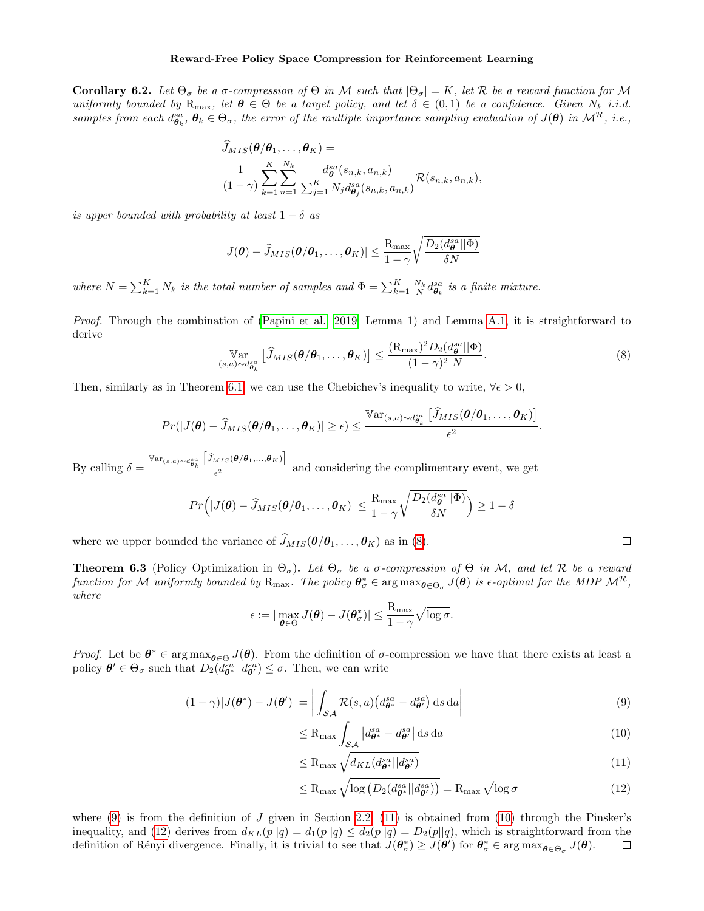**Corollary 6.2.** *Let $\Theta_\sigma$ be a $\sigma$-compression of $\Theta$ in $\mathcal{M}$ such that $|\Theta_\sigma| = K$, let $\mathcal{R}$ be a reward function for $\mathcal{M}$ uniformly bounded by $\mathrm{R}_{\max}$, let $\boldsymbol{\theta} \in \Theta$ be a target policy, and let $\delta \in (0,1)$ be a confidence. Given $N_k$ i.i.d. samples from each $d^{sa}_{\boldsymbol{\theta}_k}$, $\boldsymbol{\theta}_k \in \Theta_\sigma$, the error of the multiple importance sampling evaluation of $J(\boldsymbol{\theta})$ in $\mathcal{M}^{\mathcal{R}}$, i.e.,*

$$
\widehat{J}_{MIS}(\boldsymbol{\theta}/\boldsymbol{\theta}_1, \dots, \boldsymbol{\theta}_K) = \\
\frac{1}{(1-\gamma)} \sum_{k=1}^{K} \sum_{n=1}^{N_k} \frac{d^{sa}_{\boldsymbol{\theta}}(s_{n,k}, a_{n,k})}{\sum_{j=1}^{K} N_j d^{sa}_{\boldsymbol{\theta}_j}(s_{n,k}, a_{n,k})} \mathcal{R}(s_{n,k}, a_{n,k}),
$$

*is upper bounded with probability at least $1-\delta$ as*

$$
|J(\boldsymbol{\theta}) - \widehat{J}_{MIS}(\boldsymbol{\theta}/\boldsymbol{\theta}_1, \dots, \boldsymbol{\theta}_K)| \leq \frac{\mathrm{R}_{\max}}{1-\gamma} \sqrt{\frac{D_2(d^{sa}_{\boldsymbol{\theta}} || \Phi)}{\delta N}}
$$

*where $N = \sum_{k=1}^{K} N_k$ is the total number of samples and $\Phi = \sum_{k=1}^{K} \frac{N_k}{N} d^{sa}_{\boldsymbol{\theta}_k}$ is a finite mixture.*

*Proof.* Through the combination of (Papini et al., 2019, Lemma 1) and Lemma A.1, it is straightforward to derive

$$
\mathop{\mathbb{V}\mathrm{ar}}_{(s,a) \sim d^{sa}_{\boldsymbol{\theta}_k}} \left[ \widehat{J}_{MIS}(\boldsymbol{\theta}/\boldsymbol{\theta}_1, \dots, \boldsymbol{\theta}_K) \right] \leq \frac{(\mathrm{R}_{\max})^2 D_2(d^{sa}_{\boldsymbol{\theta}} || \Phi)}{(1-\gamma)^2 \; N}. \tag{8}
$$

Then, similarly as in Theorem 6.1, we can use the Chebichev's inequality to write, $\forall \epsilon > 0$,

$$
Pr(|J(\boldsymbol{\theta}) - \widehat{J}_{MIS}(\boldsymbol{\theta}/\boldsymbol{\theta}_1, \dots, \boldsymbol{\theta}_K)| \geq \epsilon) \leq \frac{\mathbb{V}\mathrm{ar}_{(s,a) \sim d^{sa}_{\boldsymbol{\theta}_k}} \left[ \widehat{J}_{MIS}(\boldsymbol{\theta}/\boldsymbol{\theta}_1, \dots, \boldsymbol{\theta}_K) \right]}{\epsilon^2}.
$$

By calling $\delta = \frac{\mathbb{V}\mathrm{ar}_{(s,a) \sim d^{sa}_{\boldsymbol{\theta}_k}} \left[ \widehat{J}_{MIS}(\boldsymbol{\theta}/\boldsymbol{\theta}_1, \dots, \boldsymbol{\theta}_K) \right]}{\epsilon^2}$ and considering the complimentary event, we get

$$
Pr\Big( |J(\boldsymbol{\theta}) - \widehat{J}_{MIS}(\boldsymbol{\theta}/\boldsymbol{\theta}_1, \dots, \boldsymbol{\theta}_K)| \leq \frac{\mathrm{R}_{\max}}{1-\gamma} \sqrt{\frac{D_2(d^{sa}_{\boldsymbol{\theta}} || \Phi)}{\delta N}} \Big) \geq 1 - \delta
$$

where we upper bounded the variance of $\widehat{J}_{MIS}(\boldsymbol{\theta}/\boldsymbol{\theta}_1, \dots, \boldsymbol{\theta}_K)$ as in (8). $\square$

**Theorem 6.3** (Policy Optimization in $\Theta_\sigma$)**.** *Let $\Theta_\sigma$ be a $\sigma$-compression of $\Theta$ in $\mathcal{M}$, and let $\mathcal{R}$ be a reward function for $\mathcal{M}$ uniformly bounded by $\mathrm{R}_{\max}$. The policy $\boldsymbol{\theta}^*_\sigma \in \arg\max_{\boldsymbol{\theta} \in \Theta_\sigma} J(\boldsymbol{\theta})$ is $\epsilon$-optimal for the MDP $\mathcal{M}^{\mathcal{R}}$, where*

$$
\epsilon := |\max_{\boldsymbol{\theta} \in \Theta} J(\boldsymbol{\theta}) - J(\boldsymbol{\theta}^*_\sigma)| \leq \frac{\mathrm{R}_{\max}}{1-\gamma} \sqrt{\log \sigma}.
$$

*Proof.* Let be $\boldsymbol{\theta}^* \in \arg\max_{\boldsymbol{\theta} \in \Theta} J(\boldsymbol{\theta})$. From the definition of $\sigma$-compression we have that there exists at least a policy $\boldsymbol{\theta}' \in \Theta_\sigma$ such that $D_2(d^{sa}_{\boldsymbol{\theta}^*} || d^{sa}_{\boldsymbol{\theta}'}) \leq \sigma$. Then, we can write

$$
(1-\gamma)|J(\boldsymbol{\theta}^*) - J(\boldsymbol{\theta}')| = \left| \int_{\mathcal{SA}} \mathcal{R}(s,a) \big( d^{sa}_{\boldsymbol{\theta}^*} - d^{sa}_{\boldsymbol{\theta}'} \big) \,\mathrm{d}s \,\mathrm{d}a \right| \tag{9}
$$

$$
\leq \mathrm{R}_{\max} \int_{\mathcal{SA}} \left| d^{sa}_{\boldsymbol{\theta}^*} - d^{sa}_{\boldsymbol{\theta}'} \right| \mathrm{d}s \,\mathrm{d}a \tag{10}
$$

$$
\leq \mathrm{R}_{\max} \sqrt{d_{KL}(d^{sa}_{\boldsymbol{\theta}^*} || d^{sa}_{\boldsymbol{\theta}'})} \tag{11}
$$

$$
\leq \mathrm{R}_{\max} \sqrt{\log \big( D_2(d^{sa}_{\boldsymbol{\theta}^*} || d^{sa}_{\boldsymbol{\theta}'}) \big)} = \mathrm{R}_{\max} \sqrt{\log \sigma} \tag{12}
$$

where (9) is from the definition of $J$ given in Section 2.2, (11) is obtained from (10) through the Pinsker's inequality, and (12) derives from $d_{KL}(p||q) = d_1(p||q) \leq d_2(p||q) = D_2(p||q)$, which is straightforward from the definition of Rényi divergence. Finally, it is trivial to see that $J(\boldsymbol{\theta}^*_\sigma) \geq J(\boldsymbol{\theta}')$ for $\boldsymbol{\theta}^*_\sigma \in \arg\max_{\boldsymbol{\theta} \in \Theta_\sigma} J(\boldsymbol{\theta})$. $\square$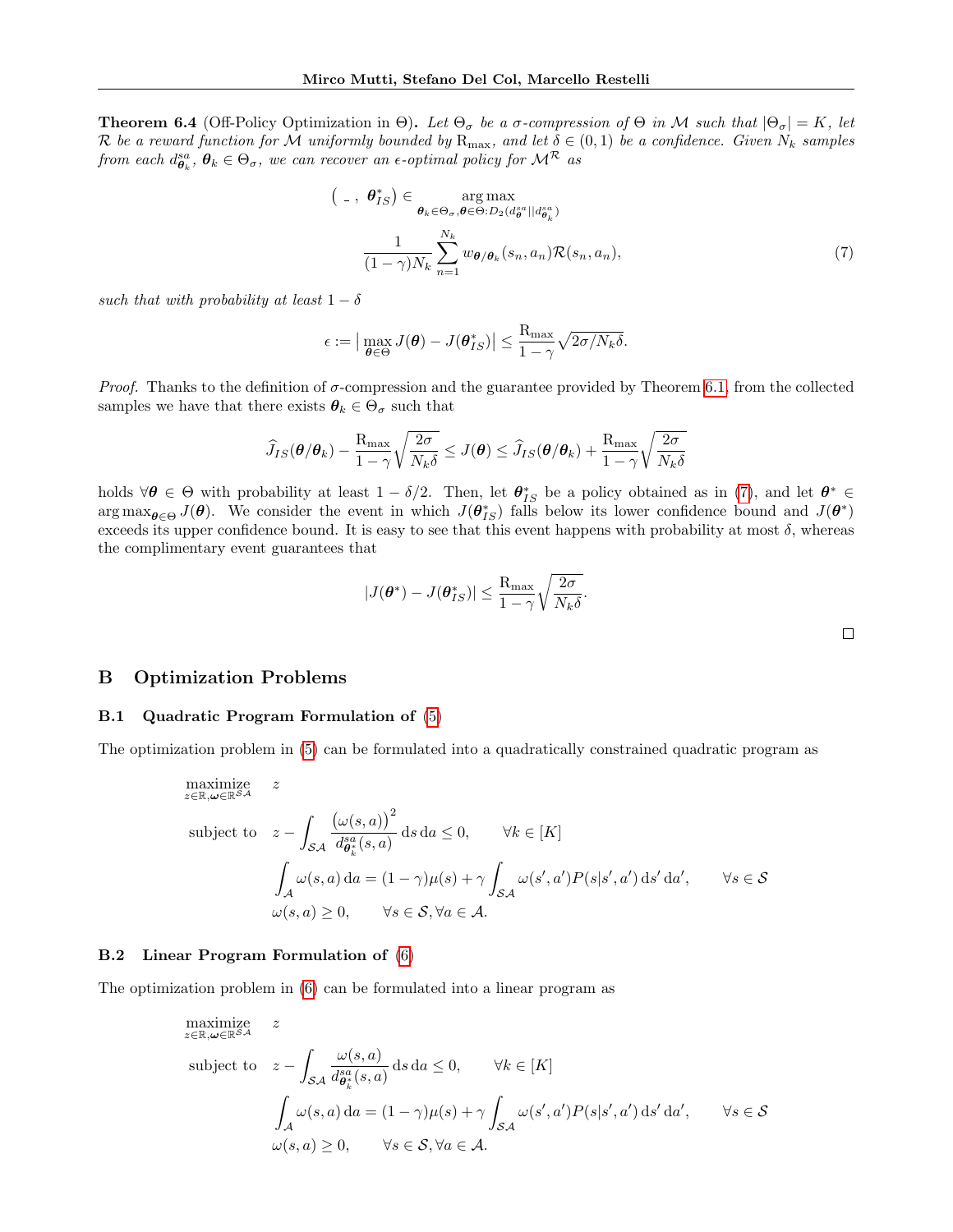**Theorem 6.4** (Off-Policy Optimization in $\Theta$)**.** *Let $\Theta_\sigma$ be a $\sigma$-compression of $\Theta$ in $\mathcal{M}$ such that $|\Theta_\sigma| = K$, let $\mathcal{R}$ be a reward function for $\mathcal{M}$ uniformly bounded by $\mathrm{R}_{\max}$, and let $\delta \in (0,1)$ be a confidence. Given $N_k$ samples from each $d^{sa}_{\boldsymbol{\theta}_k}$, $\boldsymbol{\theta}_k \in \Theta_\sigma$, we can recover an $\epsilon$-optimal policy for $\mathcal{M}^{\mathcal{R}}$ as*

$$
\begin{aligned}
\left( \_ \,,\ \boldsymbol{\theta}^*_{IS} \right) \in & \mathop{\arg\max}_{\boldsymbol{\theta}_k \in \Theta_\sigma, \boldsymbol{\theta} \in \Theta : D_2(d^{sa}_{\boldsymbol{\theta}} || d^{sa}_{\boldsymbol{\theta}_k})} \\
& \frac{1}{(1-\gamma) N_k} \sum_{n=1}^{N_k} w_{\boldsymbol{\theta}/\boldsymbol{\theta}_k}(s_n, a_n) \mathcal{R}(s_n, a_n),
\end{aligned} \tag{7}
$$

*such that with probability at least $1 - \delta$*

$$
\epsilon := \big| \max_{\boldsymbol{\theta} \in \Theta} J(\boldsymbol{\theta}) - J(\boldsymbol{\theta}^*_{IS}) \big| \leq \frac{\mathrm{R}_{\max}}{1-\gamma} \sqrt{2\sigma / N_k \delta}.
$$

*Proof.* Thanks to the definition of $\sigma$-compression and the guarantee provided by Theorem 6.1, from the collected samples we have that there exists $\boldsymbol{\theta}_k \in \Theta_\sigma$ such that

$$
\widehat{J}_{IS}(\boldsymbol{\theta}/\boldsymbol{\theta}_k) - \frac{\mathrm{R}_{\max}}{1-\gamma} \sqrt{\frac{2\sigma}{N_k \delta}} \leq J(\boldsymbol{\theta}) \leq \widehat{J}_{IS}(\boldsymbol{\theta}/\boldsymbol{\theta}_k) + \frac{\mathrm{R}_{\max}}{1-\gamma} \sqrt{\frac{2\sigma}{N_k \delta}}
$$

holds $\forall \boldsymbol{\theta} \in \Theta$ with probability at least $1 - \delta/2$. Then, let $\boldsymbol{\theta}^*_{IS}$ be a policy obtained as in (7), and let $\boldsymbol{\theta}^* \in \arg\max_{\boldsymbol{\theta} \in \Theta} J(\boldsymbol{\theta})$. We consider the event in which $J(\boldsymbol{\theta}^*_{IS})$ falls below its lower confidence bound and $J(\boldsymbol{\theta}^*)$ exceeds its upper confidence bound. It is easy to see that this event happens with probability at most $\delta$, whereas the complimentary event guarantees that

$$
|J(\boldsymbol{\theta}^*) - J(\boldsymbol{\theta}^*_{IS})| \leq \frac{\mathrm{R}_{\max}}{1-\gamma} \sqrt{\frac{2\sigma}{N_k \delta}}.
$$

□

## B Optimization Problems

### B.1 Quadratic Program Formulation of (5)

The optimization problem in (5) can be formulated into a quadratically constrained quadratic program as

$$
\begin{aligned}
\mathop{\text{maximize}}_{z \in \mathbb{R}, \boldsymbol{\omega} \in \mathbb{R}^{\mathcal{SA}}} \quad & z \\
\text{subject to} \quad & z - \int_{\mathcal{SA}} \frac{\big(\omega(s,a)\big)^2}{d^{sa}_{\boldsymbol{\theta}^*_k}(s,a)} \,\mathrm{d}s \,\mathrm{d}a \leq 0, \qquad \forall k \in [K] \\
& \int_{\mathcal{A}} \omega(s,a) \,\mathrm{d}a = (1-\gamma)\mu(s) + \gamma \int_{\mathcal{SA}} \omega(s', a') P(s|s', a') \,\mathrm{d}s' \,\mathrm{d}a', \qquad \forall s \in \mathcal{S} \\
& \omega(s,a) \geq 0, \qquad \forall s \in \mathcal{S}, \forall a \in \mathcal{A}.
\end{aligned}
$$

### B.2 Linear Program Formulation of (6)

The optimization problem in (6) can be formulated into a linear program as

$$
\begin{aligned}
\mathop{\text{maximize}}_{z \in \mathbb{R}, \boldsymbol{\omega} \in \mathbb{R}^{\mathcal{SA}}} \quad & z \\
\text{subject to} \quad & z - \int_{\mathcal{SA}} \frac{\omega(s,a)}{d^{sa}_{\boldsymbol{\theta}^*_k}(s,a)} \,\mathrm{d}s \,\mathrm{d}a \leq 0, \qquad \forall k \in [K] \\
& \int_{\mathcal{A}} \omega(s,a) \,\mathrm{d}a = (1-\gamma)\mu(s) + \gamma \int_{\mathcal{SA}} \omega(s', a') P(s|s', a') \,\mathrm{d}s' \,\mathrm{d}a', \qquad \forall s \in \mathcal{S} \\
& \omega(s,a) \geq 0, \qquad \forall s \in \mathcal{S}, \forall a \in \mathcal{A}.
\end{aligned}
$$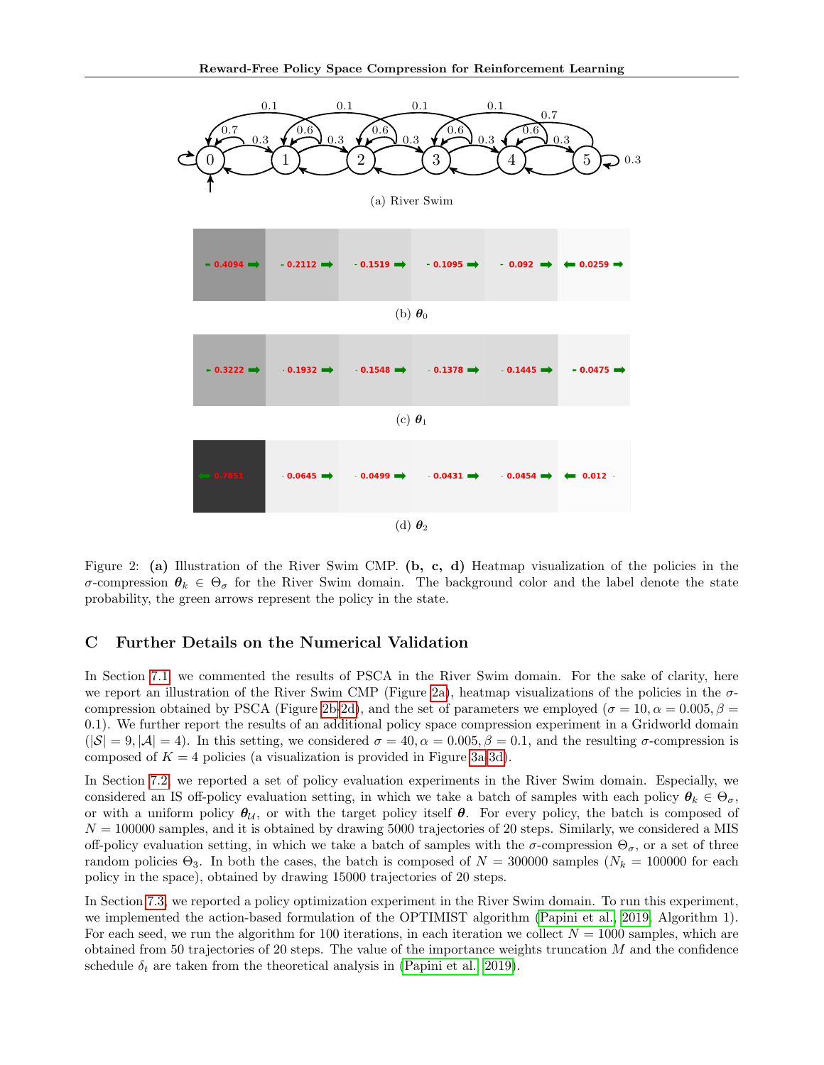(a) River Swim

(b) $\boldsymbol{\theta}_0$

(c) $\boldsymbol{\theta}_1$

(d) $\boldsymbol{\theta}_2$

Figure 2: **(a)** Illustration of the River Swim CMP. **(b, c, d)** Heatmap visualization of the policies in the $\sigma$-compression $\boldsymbol{\theta}_k \in \Theta_\sigma$ for the River Swim domain. The background color and the label denote the state probability, the green arrows represent the policy in the state.

## C Further Details on the Numerical Validation

In Section 7.1, we commented the results of PSCA in the River Swim domain. For the sake of clarity, here we report an illustration of the River Swim CMP (Figure 2a), heatmap visualizations of the policies in the $\sigma$-compression obtained by PSCA (Figure 2b-2d), and the set of parameters we employed ($\sigma = 10, \alpha = 0.005, \beta = 0.1$). We further report the results of an additional policy space compression experiment in a Gridworld domain ($|\mathcal{S}| = 9, |\mathcal{A}| = 4$). In this setting, we considered $\sigma = 40, \alpha = 0.005, \beta = 0.1$, and the resulting $\sigma$-compression is composed of $K = 4$ policies (a visualization is provided in Figure 3a-3d).

In Section 7.2, we reported a set of policy evaluation experiments in the River Swim domain. Especially, we considered an IS off-policy evaluation setting, in which we take a batch of samples with each policy $\boldsymbol{\theta}_k \in \Theta_\sigma$, or with a uniform policy $\boldsymbol{\theta}_{\mathcal{U}}$, or with the target policy itself $\boldsymbol{\theta}$. For every policy, the batch is composed of $N = 100000$ samples, and it is obtained by drawing 5000 trajectories of 20 steps. Similarly, we considered a MIS off-policy evaluation setting, in which we take a batch of samples with the $\sigma$-compression $\Theta_\sigma$, or a set of three random policies $\Theta_3$. In both the cases, the batch is composed of $N = 300000$ samples ($N_k = 100000$ for each policy in the space), obtained by drawing 15000 trajectories of 20 steps.

In Section 7.3, we reported a policy optimization experiment in the River Swim domain. To run this experiment, we implemented the action-based formulation of the OPTIMIST algorithm (Papini et al., 2019, Algorithm 1). For each seed, we run the algorithm for 100 iterations, in each iteration we collect $N = 1000$ samples, which are obtained from 50 trajectories of 20 steps. The value of the importance weights truncation $M$ and the confidence schedule $\delta_t$ are taken from the theoretical analysis in (Papini et al., 2019).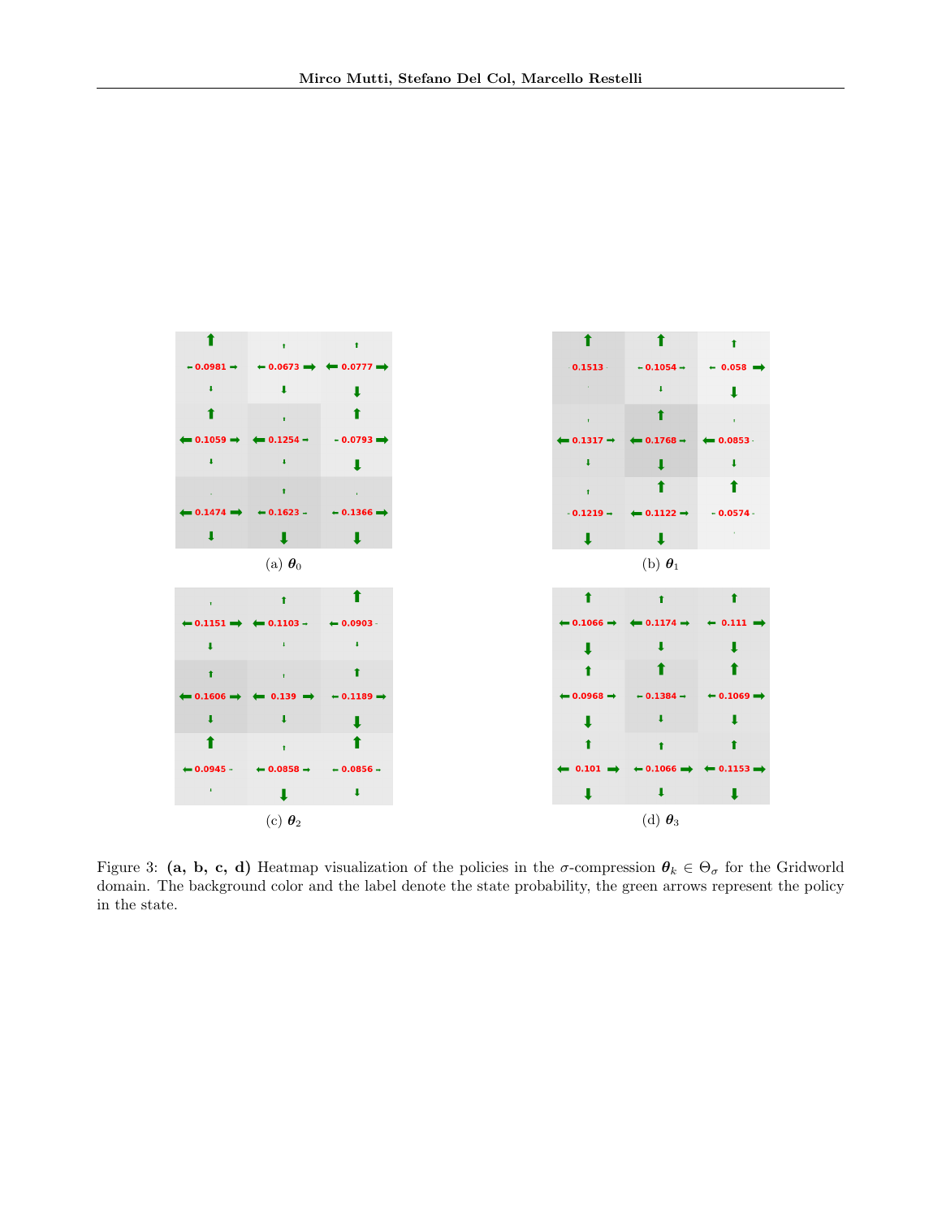0.0981

0.0673

0.0777

0.1059

0.1254

0.0793

0.1474

0.1623

0.1366

(a) $\boldsymbol{\theta}_0$

0.1513

0.1054

0.058

0.1317

0.1768

0.0853

0.1219

0.1122

0.0574

(b) $\boldsymbol{\theta}_1$

0.1151

0.1103

0.0903

0.1606

0.139

0.1189

0.0945

0.0858

0.0856

(c) $\boldsymbol{\theta}_2$

0.1066

0.1174

0.111

0.0968

0.1384

0.1069

0.101

0.1066

0.1153

(d) $\boldsymbol{\theta}_3$

Figure 3: **(a, b, c, d)** Heatmap visualization of the policies in the $\sigma$-compression $\boldsymbol{\theta}_k \in \Theta_\sigma$ for the Gridworld domain. The background color and the label denote the state probability, the green arrows represent the policy in the state.